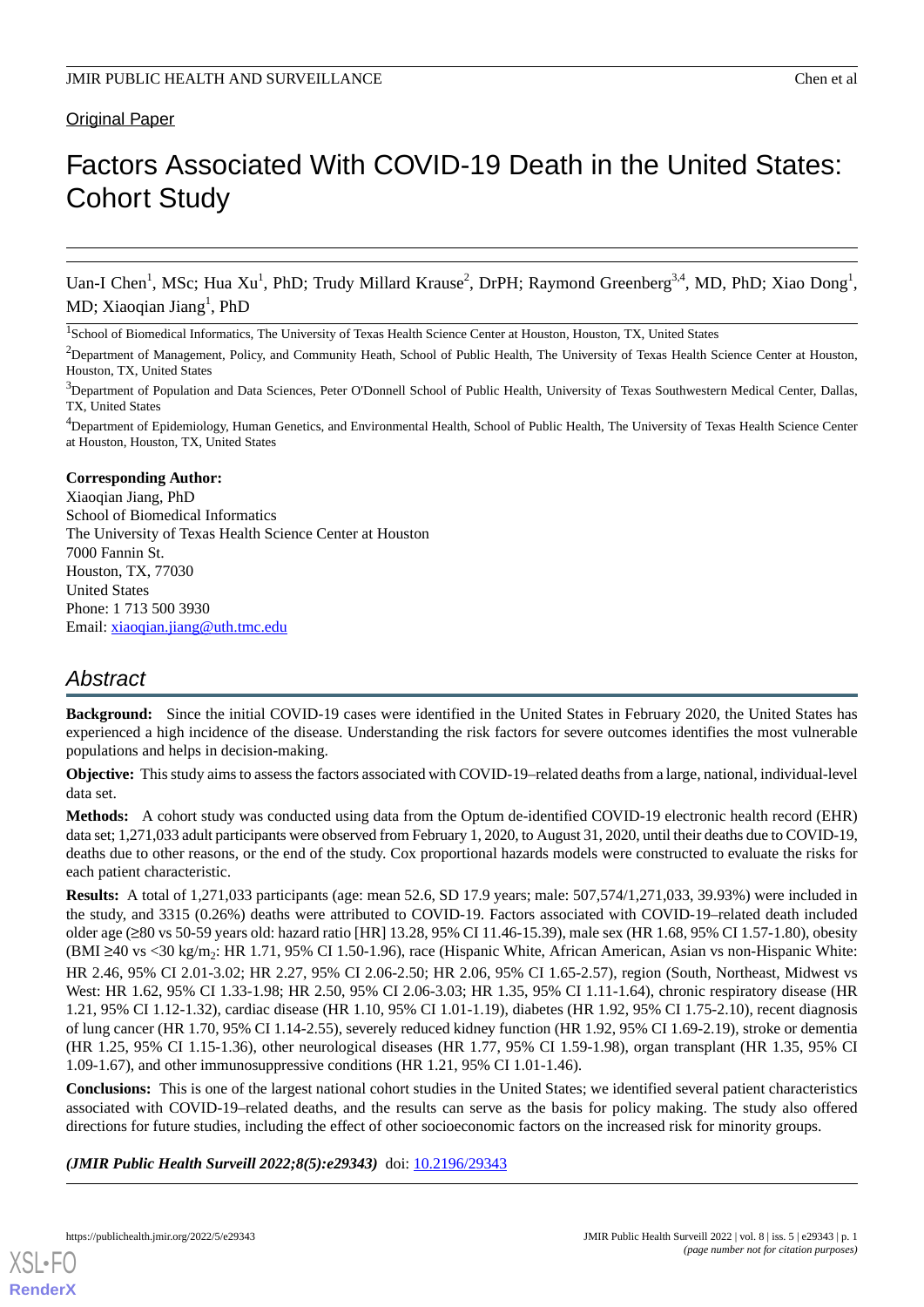Original Paper

# Factors Associated With COVID-19 Death in the United States: Cohort Study

Uan-I Chen[1], MSc; Hua Xu[1], PhD; Trudy Millard Krause[2], DrPH; Raymond Greenberg[3,4], MD, PhD; Xiao Dong[1], MD; Xiaoqian Jiang[1], PhD

[1]School of Biomedical Informatics, The University of Texas Health Science Center at Houston, Houston, TX, United States

[2]Department of Management, Policy, and Community Heath, School of Public Health, The University of Texas Health Science Center at Houston, Houston, TX, United States

[3]Department of Population and Data Sciences, Peter O'Donnell School of Public Health, University of Texas Southwestern Medical Center, Dallas, TX, United States

[4]Department of Epidemiology, Human Genetics, and Environmental Health, School of Public Health, The University of Texas Health Science Center at Houston, Houston, TX, United States

**Corresponding Author:**
Xiaoqian Jiang, PhD
School of Biomedical Informatics
The University of Texas Health Science Center at Houston
7000 Fannin St.
Houston, TX, 77030
United States
Phone: 1 713 500 3930
Email: xiaoqian.jiang@uth.tmc.edu

## Abstract

**Background:** Since the initial COVID-19 cases were identified in the United States in February 2020, the United States has experienced a high incidence of the disease. Understanding the risk factors for severe outcomes identifies the most vulnerable populations and helps in decision-making.

**Objective:** This study aims to assess the factors associated with COVID-19–related deaths from a large, national, individual-level data set.

**Methods:** A cohort study was conducted using data from the Optum de-identified COVID-19 electronic health record (EHR) data set; 1,271,033 adult participants were observed from February 1, 2020, to August 31, 2020, until their deaths due to COVID-19, deaths due to other reasons, or the end of the study. Cox proportional hazards models were constructed to evaluate the risks for each patient characteristic.

**Results:** A total of 1,271,033 participants (age: mean 52.6, SD 17.9 years; male: 507,574/1,271,033, 39.93%) were included in the study, and 3315 (0.26%) deaths were attributed to COVID-19. Factors associated with COVID-19–related death included older age (≥80 vs 50-59 years old: hazard ratio [HR] 13.28, 95% CI 11.46-15.39), male sex (HR 1.68, 95% CI 1.57-1.80), obesity (BMI ≥40 vs <30 $kg/m_2$: HR 1.71, 95% CI 1.50-1.96), race (Hispanic White, African American, Asian vs non-Hispanic White: HR 2.46, 95% CI 2.01-3.02; HR 2.27, 95% CI 2.06-2.50; HR 2.06, 95% CI 1.65-2.57), region (South, Northeast, Midwest vs West: HR 1.62, 95% CI 1.33-1.98; HR 2.50, 95% CI 2.06-3.03; HR 1.35, 95% CI 1.11-1.64), chronic respiratory disease (HR 1.21, 95% CI 1.12-1.32), cardiac disease (HR 1.10, 95% CI 1.01-1.19), diabetes (HR 1.92, 95% CI 1.75-2.10), recent diagnosis of lung cancer (HR 1.70, 95% CI 1.14-2.55), severely reduced kidney function (HR 1.92, 95% CI 1.69-2.19), stroke or dementia (HR 1.25, 95% CI 1.15-1.36), other neurological diseases (HR 1.77, 95% CI 1.59-1.98), organ transplant (HR 1.35, 95% CI 1.09-1.67), and other immunosuppressive conditions (HR 1.21, 95% CI 1.01-1.46).

**Conclusions:** This is one of the largest national cohort studies in the United States; we identified several patient characteristics associated with COVID-19–related deaths, and the results can serve as the basis for policy making. The study also offered directions for future studies, including the effect of other socioeconomic factors on the increased risk for minority groups.

***(JMIR Public Health Surveill 2022;8(5):e29343)*** doi: 10.2196/29343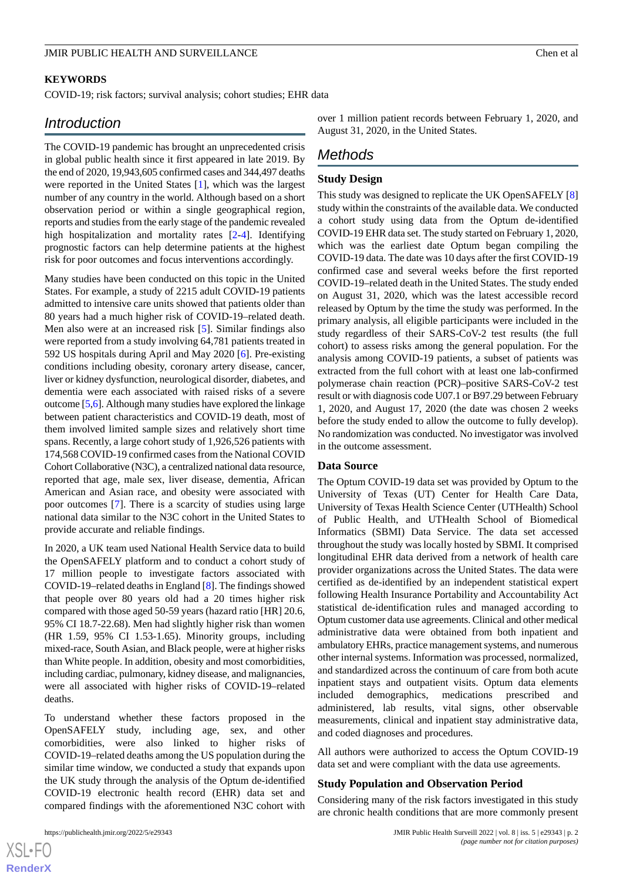**KEYWORDS**

COVID-19; risk factors; survival analysis; cohort studies; EHR data

## Introduction

The COVID-19 pandemic has brought an unprecedented crisis in global public health since it first appeared in late 2019. By the end of 2020, 19,943,605 confirmed cases and 344,497 deaths were reported in the United States [1], which was the largest number of any country in the world. Although based on a short observation period or within a single geographical region, reports and studies from the early stage of the pandemic revealed high hospitalization and mortality rates [2-4]. Identifying prognostic factors can help determine patients at the highest risk for poor outcomes and focus interventions accordingly.

Many studies have been conducted on this topic in the United States. For example, a study of 2215 adult COVID-19 patients admitted to intensive care units showed that patients older than 80 years had a much higher risk of COVID-19–related death. Men also were at an increased risk [5]. Similar findings also were reported from a study involving 64,781 patients treated in 592 US hospitals during April and May 2020 [6]. Pre-existing conditions including obesity, coronary artery disease, cancer, liver or kidney dysfunction, neurological disorder, diabetes, and dementia were each associated with raised risks of a severe outcome [5,6]. Although many studies have explored the linkage between patient characteristics and COVID-19 death, most of them involved limited sample sizes and relatively short time spans. Recently, a large cohort study of 1,926,526 patients with 174,568 COVID-19 confirmed cases from the National COVID Cohort Collaborative (N3C), a centralized national data resource, reported that age, male sex, liver disease, dementia, African American and Asian race, and obesity were associated with poor outcomes [7]. There is a scarcity of studies using large national data similar to the N3C cohort in the United States to provide accurate and reliable findings.

In 2020, a UK team used National Health Service data to build the OpenSAFELY platform and to conduct a cohort study of 17 million people to investigate factors associated with COVID-19–related deaths in England [8]. The findings showed that people over 80 years old had a 20 times higher risk compared with those aged 50-59 years (hazard ratio [HR] 20.6, 95% CI 18.7-22.68). Men had slightly higher risk than women (HR 1.59, 95% CI 1.53-1.65). Minority groups, including mixed-race, South Asian, and Black people, were at higher risks than White people. In addition, obesity and most comorbidities, including cardiac, pulmonary, kidney disease, and malignancies, were all associated with higher risks of COVID-19–related deaths.

To understand whether these factors proposed in the OpenSAFELY study, including age, sex, and other comorbidities, were also linked to higher risks of COVID-19–related deaths among the US population during the similar time window, we conducted a study that expands upon the UK study through the analysis of the Optum de-identified COVID-19 electronic health record (EHR) data set and compared findings with the aforementioned N3C cohort with over 1 million patient records between February 1, 2020, and August 31, 2020, in the United States.

## Methods

### Study Design

This study was designed to replicate the UK OpenSAFELY [8] study within the constraints of the available data. We conducted a cohort study using data from the Optum de-identified COVID-19 EHR data set. The study started on February 1, 2020, which was the earliest date Optum began compiling the COVID-19 data. The date was 10 days after the first COVID-19 confirmed case and several weeks before the first reported COVID-19–related death in the United States. The study ended on August 31, 2020, which was the latest accessible record released by Optum by the time the study was performed. In the primary analysis, all eligible participants were included in the study regardless of their SARS-CoV-2 test results (the full cohort) to assess risks among the general population. For the analysis among COVID-19 patients, a subset of patients was extracted from the full cohort with at least one lab-confirmed polymerase chain reaction (PCR)–positive SARS-CoV-2 test result or with diagnosis code U07.1 or B97.29 between February 1, 2020, and August 17, 2020 (the date was chosen 2 weeks before the study ended to allow the outcome to fully develop). No randomization was conducted. No investigator was involved in the outcome assessment.

### Data Source

The Optum COVID-19 data set was provided by Optum to the University of Texas (UT) Center for Health Care Data, University of Texas Health Science Center (UTHealth) School of Public Health, and UTHealth School of Biomedical Informatics (SBMI) Data Service. The data set accessed throughout the study was locally hosted by SBMI. It comprised longitudinal EHR data derived from a network of health care provider organizations across the United States. The data were certified as de-identified by an independent statistical expert following Health Insurance Portability and Accountability Act statistical de-identification rules and managed according to Optum customer data use agreements. Clinical and other medical administrative data were obtained from both inpatient and ambulatory EHRs, practice management systems, and numerous other internal systems. Information was processed, normalized, and standardized across the continuum of care from both acute inpatient stays and outpatient visits. Optum data elements included demographics, medications prescribed and administered, lab results, vital signs, other observable measurements, clinical and inpatient stay administrative data, and coded diagnoses and procedures.

All authors were authorized to access the Optum COVID-19 data set and were compliant with the data use agreements.

### Study Population and Observation Period

Considering many of the risk factors investigated in this study are chronic health conditions that are more commonly present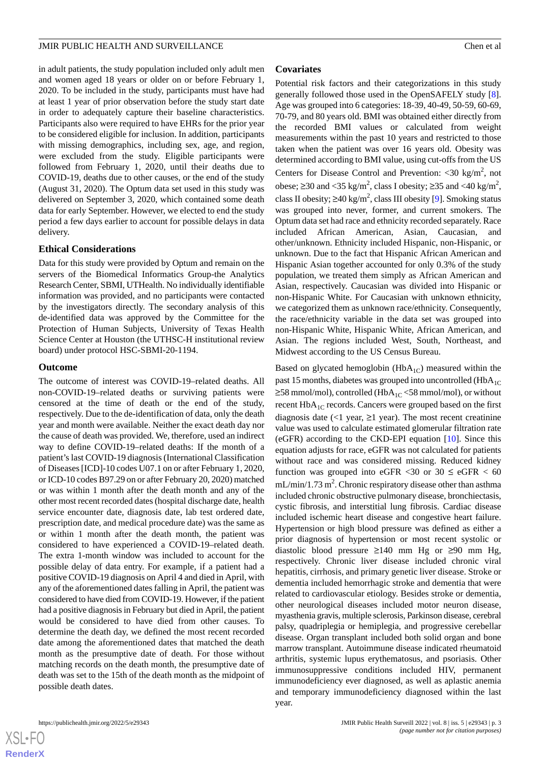in adult patients, the study population included only adult men and women aged 18 years or older on or before February 1, 2020. To be included in the study, participants must have had at least 1 year of prior observation before the study start date in order to adequately capture their baseline characteristics. Participants also were required to have EHRs for the prior year to be considered eligible for inclusion. In addition, participants with missing demographics, including sex, age, and region, were excluded from the study. Eligible participants were followed from February 1, 2020, until their deaths due to COVID-19, deaths due to other causes, or the end of the study (August 31, 2020). The Optum data set used in this study was delivered on September 3, 2020, which contained some death data for early September. However, we elected to end the study period a few days earlier to account for possible delays in data delivery.

### Ethical Considerations

Data for this study were provided by Optum and remain on the servers of the Biomedical Informatics Group-the Analytics Research Center, SBMI, UTHealth. No individually identifiable information was provided, and no participants were contacted by the investigators directly. The secondary analysis of this de-identified data was approved by the Committee for the Protection of Human Subjects, University of Texas Health Science Center at Houston (the UTHSC-H institutional review board) under protocol HSC-SBMI-20-1194.

### Outcome

The outcome of interest was COVID-19–related deaths. All non-COVID-19–related deaths or surviving patients were censored at the time of death or the end of the study, respectively. Due to the de-identification of data, only the death year and month were available. Neither the exact death day nor the cause of death was provided. We, therefore, used an indirect way to define COVID-19–related deaths: If the month of a patient's last COVID-19 diagnosis (International Classification of Diseases [ICD]-10 codes U07.1 on or after February 1, 2020, or ICD-10 codes B97.29 on or after February 20, 2020) matched or was within 1 month after the death month and any of the other most recent recorded dates (hospital discharge date, health service encounter date, diagnosis date, lab test ordered date, prescription date, and medical procedure date) was the same as or within 1 month after the death month, the patient was considered to have experienced a COVID-19–related death. The extra 1-month window was included to account for the possible delay of data entry. For example, if a patient had a positive COVID-19 diagnosis on April 4 and died in April, with any of the aforementioned dates falling in April, the patient was considered to have died from COVID-19. However, if the patient had a positive diagnosis in February but died in April, the patient would be considered to have died from other causes. To determine the death day, we defined the most recent recorded date among the aforementioned dates that matched the death month as the presumptive date of death. For those without matching records on the death month, the presumptive date of death was set to the 15th of the death month as the midpoint of possible death dates.

### Covariates

Potential risk factors and their categorizations in this study generally followed those used in the OpenSAFELY study [8]. Age was grouped into 6 categories: 18-39, 40-49, 50-59, 60-69, 70-79, and 80 years old. BMI was obtained either directly from the recorded BMI values or calculated from weight measurements within the past 10 years and restricted to those taken when the patient was over 16 years old. Obesity was determined according to BMI value, using cut-offs from the US Centers for Disease Control and Prevention: <30 kg/m$^2$, not obese; ≥30 and <35 kg/m$^2$, class I obesity; ≥35 and <40 kg/m$^2$, class II obesity; ≥40 kg/m$^2$, class III obesity [9]. Smoking status was grouped into never, former, and current smokers. The Optum data set had race and ethnicity recorded separately. Race included African American, Asian, Caucasian, and other/unknown. Ethnicity included Hispanic, non-Hispanic, or unknown. Due to the fact that Hispanic African American and Hispanic Asian together accounted for only 0.3% of the study population, we treated them simply as African American and Asian, respectively. Caucasian was divided into Hispanic or non-Hispanic White. For Caucasian with unknown ethnicity, we categorized them as unknown race/ethnicity. Consequently, the race/ethnicity variable in the data set was grouped into non-Hispanic White, Hispanic White, African American, and Asian. The regions included West, South, Northeast, and Midwest according to the US Census Bureau.

Based on glycated hemoglobin (HbA$_{1C}$) measured within the past 15 months, diabetes was grouped into uncontrolled (HbA$_{1C}$ ≥58 mmol/mol), controlled (HbA$_{1C}$ <58 mmol/mol), or without recent HbA$_{1C}$ records. Cancers were grouped based on the first diagnosis date (<1 year, ≥1 year). The most recent creatinine value was used to calculate estimated glomerular filtration rate (eGFR) according to the CKD-EPI equation [10]. Since this equation adjusts for race, eGFR was not calculated for patients without race and was considered missing. Reduced kidney function was grouped into eGFR <30 or 30 ≤ eGFR < 60 mL/min/1.73 m$^2$. Chronic respiratory disease other than asthma included chronic obstructive pulmonary disease, bronchiectasis, cystic fibrosis, and interstitial lung fibrosis. Cardiac disease included ischemic heart disease and congestive heart failure. Hypertension or high blood pressure was defined as either a prior diagnosis of hypertension or most recent systolic or diastolic blood pressure ≥140 mm Hg or ≥90 mm Hg, respectively. Chronic liver disease included chronic viral hepatitis, cirrhosis, and primary genetic liver disease. Stroke or dementia included hemorrhagic stroke and dementia that were related to cardiovascular etiology. Besides stroke or dementia, other neurological diseases included motor neuron disease, myasthenia gravis, multiple sclerosis, Parkinson disease, cerebral palsy, quadriplegia or hemiplegia, and progressive cerebellar disease. Organ transplant included both solid organ and bone marrow transplant. Autoimmune disease indicated rheumatoid arthritis, systemic lupus erythematosus, and psoriasis. Other immunosuppressive conditions included HIV, permanent immunodeficiency ever diagnosed, as well as aplastic anemia and temporary immunodeficiency diagnosed within the last year.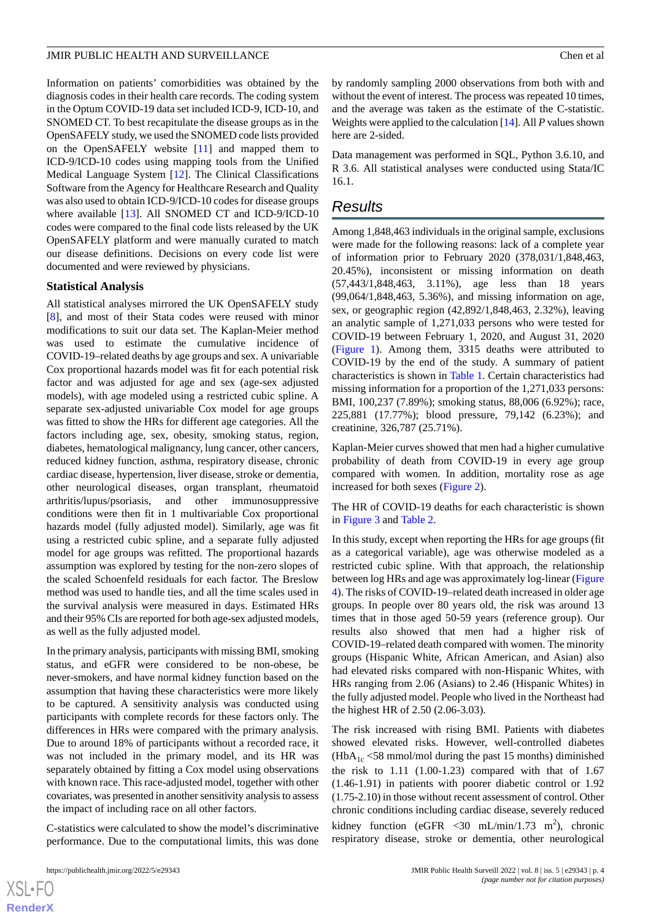Information on patients' comorbidities was obtained by the diagnosis codes in their health care records. The coding system in the Optum COVID-19 data set included ICD-9, ICD-10, and SNOMED CT. To best recapitulate the disease groups as in the OpenSAFELY study, we used the SNOMED code lists provided on the OpenSAFELY website [11] and mapped them to ICD-9/ICD-10 codes using mapping tools from the Unified Medical Language System [12]. The Clinical Classifications Software from the Agency for Healthcare Research and Quality was also used to obtain ICD-9/ICD-10 codes for disease groups where available [13]. All SNOMED CT and ICD-9/ICD-10 codes were compared to the final code lists released by the UK OpenSAFELY platform and were manually curated to match our disease definitions. Decisions on every code list were documented and were reviewed by physicians.

### Statistical Analysis

All statistical analyses mirrored the UK OpenSAFELY study [8], and most of their Stata codes were reused with minor modifications to suit our data set. The Kaplan-Meier method was used to estimate the cumulative incidence of COVID-19–related deaths by age groups and sex. A univariable Cox proportional hazards model was fit for each potential risk factor and was adjusted for age and sex (age-sex adjusted models), with age modeled using a restricted cubic spline. A separate sex-adjusted univariable Cox model for age groups was fitted to show the HRs for different age categories. All the factors including age, sex, obesity, smoking status, region, diabetes, hematological malignancy, lung cancer, other cancers, reduced kidney function, asthma, respiratory disease, chronic cardiac disease, hypertension, liver disease, stroke or dementia, other neurological diseases, organ transplant, rheumatoid arthritis/lupus/psoriasis, and other immunosuppressive conditions were then fit in 1 multivariable Cox proportional hazards model (fully adjusted model). Similarly, age was fit using a restricted cubic spline, and a separate fully adjusted model for age groups was refitted. The proportional hazards assumption was explored by testing for the non-zero slopes of the scaled Schoenfeld residuals for each factor. The Breslow method was used to handle ties, and all the time scales used in the survival analysis were measured in days. Estimated HRs and their 95% CIs are reported for both age-sex adjusted models, as well as the fully adjusted model.

In the primary analysis, participants with missing BMI, smoking status, and eGFR were considered to be non-obese, be never-smokers, and have normal kidney function based on the assumption that having these characteristics were more likely to be captured. A sensitivity analysis was conducted using participants with complete records for these factors only. The differences in HRs were compared with the primary analysis. Due to around 18% of participants without a recorded race, it was not included in the primary model, and its HR was separately obtained by fitting a Cox model using observations with known race. This race-adjusted model, together with other covariates, was presented in another sensitivity analysis to assess the impact of including race on all other factors.

C-statistics were calculated to show the model's discriminative performance. Due to the computational limits, this was done by randomly sampling 2000 observations from both with and without the event of interest. The process was repeated 10 times, and the average was taken as the estimate of the C-statistic. Weights were applied to the calculation [14]. All *P* values shown here are 2-sided.

Data management was performed in SQL, Python 3.6.10, and R 3.6. All statistical analyses were conducted using Stata/IC 16.1.

## Results

Among 1,848,463 individuals in the original sample, exclusions were made for the following reasons: lack of a complete year of information prior to February 2020 (378,031/1,848,463, 20.45%), inconsistent or missing information on death (57,443/1,848,463, 3.11%), age less than 18 years (99,064/1,848,463, 5.36%), and missing information on age, sex, or geographic region (42,892/1,848,463, 2.32%), leaving an analytic sample of 1,271,033 persons who were tested for COVID-19 between February 1, 2020, and August 31, 2020 (Figure 1). Among them, 3315 deaths were attributed to COVID-19 by the end of the study. A summary of patient characteristics is shown in Table 1. Certain characteristics had missing information for a proportion of the 1,271,033 persons: BMI, 100,237 (7.89%); smoking status, 88,006 (6.92%); race, 225,881 (17.77%); blood pressure, 79,142 (6.23%); and creatinine, 326,787 (25.71%).

Kaplan-Meier curves showed that men had a higher cumulative probability of death from COVID-19 in every age group compared with women. In addition, mortality rose as age increased for both sexes (Figure 2).

The HR of COVID-19 deaths for each characteristic is shown in Figure 3 and Table 2.

In this study, except when reporting the HRs for age groups (fit as a categorical variable), age was otherwise modeled as a restricted cubic spline. With that approach, the relationship between log HRs and age was approximately log-linear (Figure 4). The risks of COVID-19–related death increased in older age groups. In people over 80 years old, the risk was around 13 times that in those aged 50-59 years (reference group). Our results also showed that men had a higher risk of COVID-19–related death compared with women. The minority groups (Hispanic White, African American, and Asian) also had elevated risks compared with non-Hispanic Whites, with HRs ranging from 2.06 (Asians) to 2.46 (Hispanic Whites) in the fully adjusted model. People who lived in the Northeast had the highest HR of 2.50 (2.06-3.03).

The risk increased with rising BMI. Patients with diabetes showed elevated risks. However, well-controlled diabetes ($HbA_{1c}$ <58 mmol/mol during the past 15 months) diminished the risk to 1.11 (1.00-1.23) compared with that of 1.67 (1.46-1.91) in patients with poorer diabetic control or 1.92 (1.75-2.10) in those without recent assessment of control. Other chronic conditions including cardiac disease, severely reduced kidney function (eGFR <30 mL/min/1.73 $m^2$), chronic respiratory disease, stroke or dementia, other neurological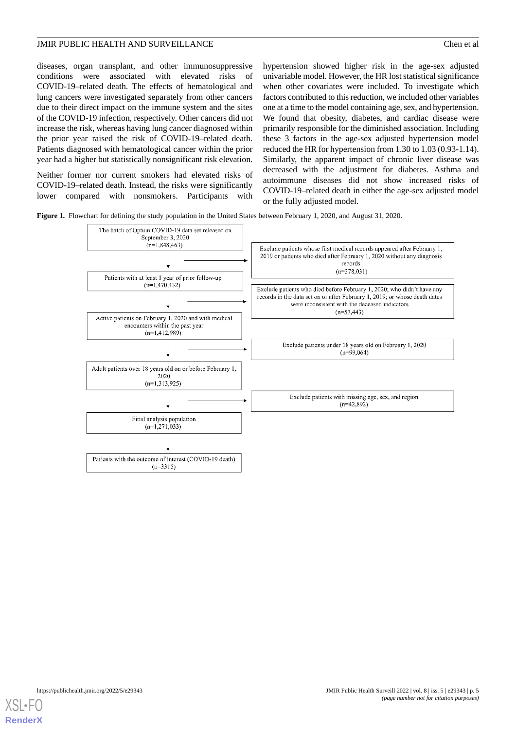diseases, organ transplant, and other immunosuppressive conditions were associated with elevated risks of COVID-19–related death. The effects of hematological and lung cancers were investigated separately from other cancers due to their direct impact on the immune system and the sites of the COVID-19 infection, respectively. Other cancers did not increase the risk, whereas having lung cancer diagnosed within the prior year raised the risk of COVID-19–related death. Patients diagnosed with hematological cancer within the prior year had a higher but statistically nonsignificant risk elevation.

Neither former nor current smokers had elevated risks of COVID-19–related death. Instead, the risks were significantly lower compared with nonsmokers. Participants with hypertension showed higher risk in the age-sex adjusted univariable model. However, the HR lost statistical significance when other covariates were included. To investigate which factors contributed to this reduction, we included other variables one at a time to the model containing age, sex, and hypertension. We found that obesity, diabetes, and cardiac disease were primarily responsible for the diminished association. Including these 3 factors in the age-sex adjusted hypertension model reduced the HR for hypertension from 1.30 to 1.03 (0.93-1.14). Similarly, the apparent impact of chronic liver disease was decreased with the adjustment for diabetes. Asthma and autoimmune diseases did not show increased risks of COVID-19–related death in either the age-sex adjusted model or the fully adjusted model.

**Figure 1.** Flowchart for defining the study population in the United States between February 1, 2020, and August 31, 2020.

The batch of Optum COVID-19 data set released on September 3, 2020 (n=1,848,463)

→ Exclude patients whose first medical records appeared after February 1, 2019 or patients who died after February 1, 2020 without any diagnosis records (n=378,031)

Patients with at least 1 year of prior follow-up (n=1,470,432)

→ Exclude patients who died before February 1, 2020; who didn't have any records in the data set on or after February 1, 2019; or whose death dates were inconsistent with the deceased indicators (n=57,443)

Active patients on February 1, 2020 and with medical encounters within the past year (n=1,412,989)

→ Exclude patients under 18 years old on February 1, 2020 (n=99,064)

Adult patients over 18 years old on or before February 1, 2020 (n=1,313,925)

→ Exclude patients with missing age, sex, and region (n=42,892)

Final analysis population (n=1,271,033)

Patients with the outcome of interest (COVID-19 death) (n=3315)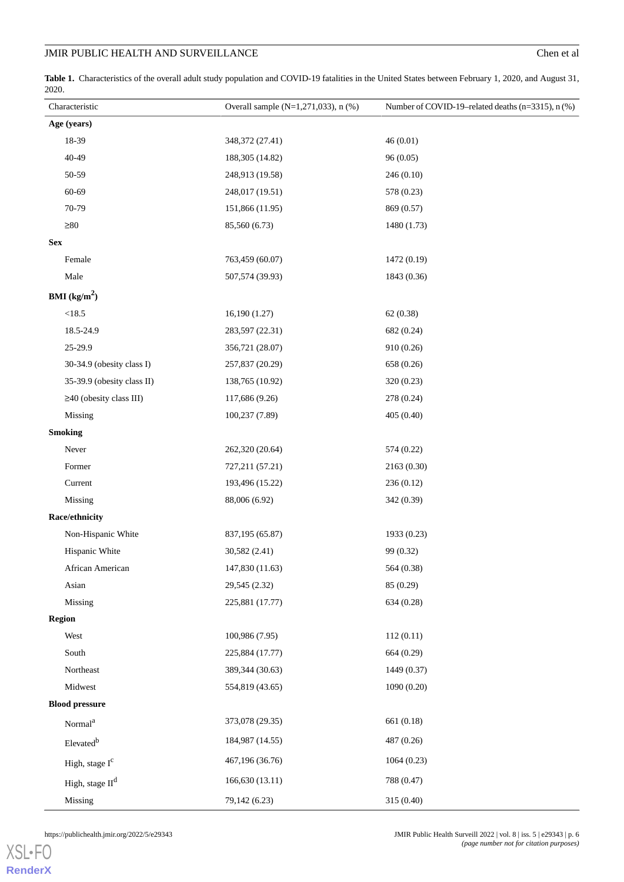**Table 1.** Characteristics of the overall adult study population and COVID-19 fatalities in the United States between February 1, 2020, and August 31, 2020.

| Characteristic | Overall sample (N=1,271,033), n (%) | Number of COVID-19–related deaths (n=3315), n (%) |
|---|---|---|
| **Age (years)** | | |
| 18-39 | 348,372 (27.41) | 46 (0.01) |
| 40-49 | 188,305 (14.82) | 96 (0.05) |
| 50-59 | 248,913 (19.58) | 246 (0.10) |
| 60-69 | 248,017 (19.51) | 578 (0.23) |
| 70-79 | 151,866 (11.95) | 869 (0.57) |
| ≥80 | 85,560 (6.73) | 1480 (1.73) |
| **Sex** | | |
| Female | 763,459 (60.07) | 1472 (0.19) |
| Male | 507,574 (39.93) | 1843 (0.36) |
| **BMI (kg/m$^2$)** | | |
| <18.5 | 16,190 (1.27) | 62 (0.38) |
| 18.5-24.9 | 283,597 (22.31) | 682 (0.24) |
| 25-29.9 | 356,721 (28.07) | 910 (0.26) |
| 30-34.9 (obesity class I) | 257,837 (20.29) | 658 (0.26) |
| 35-39.9 (obesity class II) | 138,765 (10.92) | 320 (0.23) |
| ≥40 (obesity class III) | 117,686 (9.26) | 278 (0.24) |
| Missing | 100,237 (7.89) | 405 (0.40) |
| **Smoking** | | |
| Never | 262,320 (20.64) | 574 (0.22) |
| Former | 727,211 (57.21) | 2163 (0.30) |
| Current | 193,496 (15.22) | 236 (0.12) |
| Missing | 88,006 (6.92) | 342 (0.39) |
| **Race/ethnicity** | | |
| Non-Hispanic White | 837,195 (65.87) | 1933 (0.23) |
| Hispanic White | 30,582 (2.41) | 99 (0.32) |
| African American | 147,830 (11.63) | 564 (0.38) |
| Asian | 29,545 (2.32) | 85 (0.29) |
| Missing | 225,881 (17.77) | 634 (0.28) |
| **Region** | | |
| West | 100,986 (7.95) | 112 (0.11) |
| South | 225,884 (17.77) | 664 (0.29) |
| Northeast | 389,344 (30.63) | 1449 (0.37) |
| Midwest | 554,819 (43.65) | 1090 (0.20) |
| **Blood pressure** | | |
| Normal[a] | 373,078 (29.35) | 661 (0.18) |
| Elevated[b] | 184,987 (14.55) | 487 (0.26) |
| High, stage I[c] | 467,196 (36.76) | 1064 (0.23) |
| High, stage II[d] | 166,630 (13.11) | 788 (0.47) |
| Missing | 79,142 (6.23) | 315 (0.40) |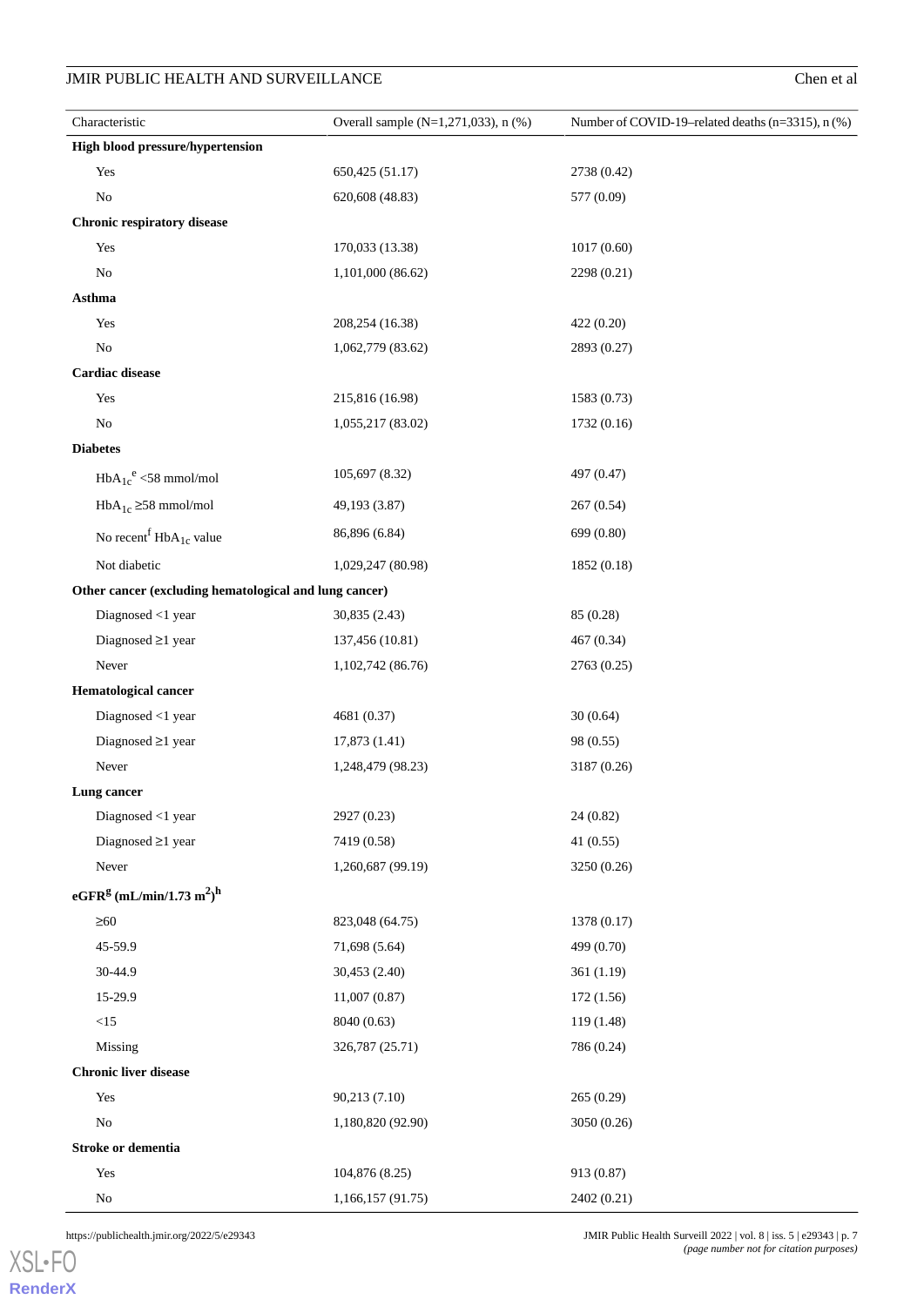| Characteristic | Overall sample (N=1,271,033), n (%) | Number of COVID-19–related deaths (n=3315), n (%) |
|---|---|---|
| **High blood pressure/hypertension** | | |
| Yes | 650,425 (51.17) | 2738 (0.42) |
| No | 620,608 (48.83) | 577 (0.09) |
| **Chronic respiratory disease** | | |
| Yes | 170,033 (13.38) | 1017 (0.60) |
| No | 1,101,000 (86.62) | 2298 (0.21) |
| **Asthma** | | |
| Yes | 208,254 (16.38) | 422 (0.20) |
| No | 1,062,779 (83.62) | 2893 (0.27) |
| **Cardiac disease** | | |
| Yes | 215,816 (16.98) | 1583 (0.73) |
| No | 1,055,217 (83.02) | 1732 (0.16) |
| **Diabetes** | | |
| $HbA_{1c}$[e] <58 mmol/mol | 105,697 (8.32) | 497 (0.47) |
| $HbA_{1c}$ ≥58 mmol/mol | 49,193 (3.87) | 267 (0.54) |
| No recent[f] $HbA_{1c}$ value | 86,896 (6.84) | 699 (0.80) |
| Not diabetic | 1,029,247 (80.98) | 1852 (0.18) |
| **Other cancer (excluding hematological and lung cancer)** | | |
| Diagnosed <1 year | 30,835 (2.43) | 85 (0.28) |
| Diagnosed ≥1 year | 137,456 (10.81) | 467 (0.34) |
| Never | 1,102,742 (86.76) | 2763 (0.25) |
| **Hematological cancer** | | |
| Diagnosed <1 year | 4681 (0.37) | 30 (0.64) |
| Diagnosed ≥1 year | 17,873 (1.41) | 98 (0.55) |
| Never | 1,248,479 (98.23) | 3187 (0.26) |
| **Lung cancer** | | |
| Diagnosed <1 year | 2927 (0.23) | 24 (0.82) |
| Diagnosed ≥1 year | 7419 (0.58) | 41 (0.55) |
| Never | 1,260,687 (99.19) | 3250 (0.26) |
| **eGFR[g] (mL/min/1.73 $m^2$)[h]** | | |
| ≥60 | 823,048 (64.75) | 1378 (0.17) |
| 45-59.9 | 71,698 (5.64) | 499 (0.70) |
| 30-44.9 | 30,453 (2.40) | 361 (1.19) |
| 15-29.9 | 11,007 (0.87) | 172 (1.56) |
| <15 | 8040 (0.63) | 119 (1.48) |
| Missing | 326,787 (25.71) | 786 (0.24) |
| **Chronic liver disease** | | |
| Yes | 90,213 (7.10) | 265 (0.29) |
| No | 1,180,820 (92.90) | 3050 (0.26) |
| **Stroke or dementia** | | |
| Yes | 104,876 (8.25) | 913 (0.87) |
| No | 1,166,157 (91.75) | 2402 (0.21) |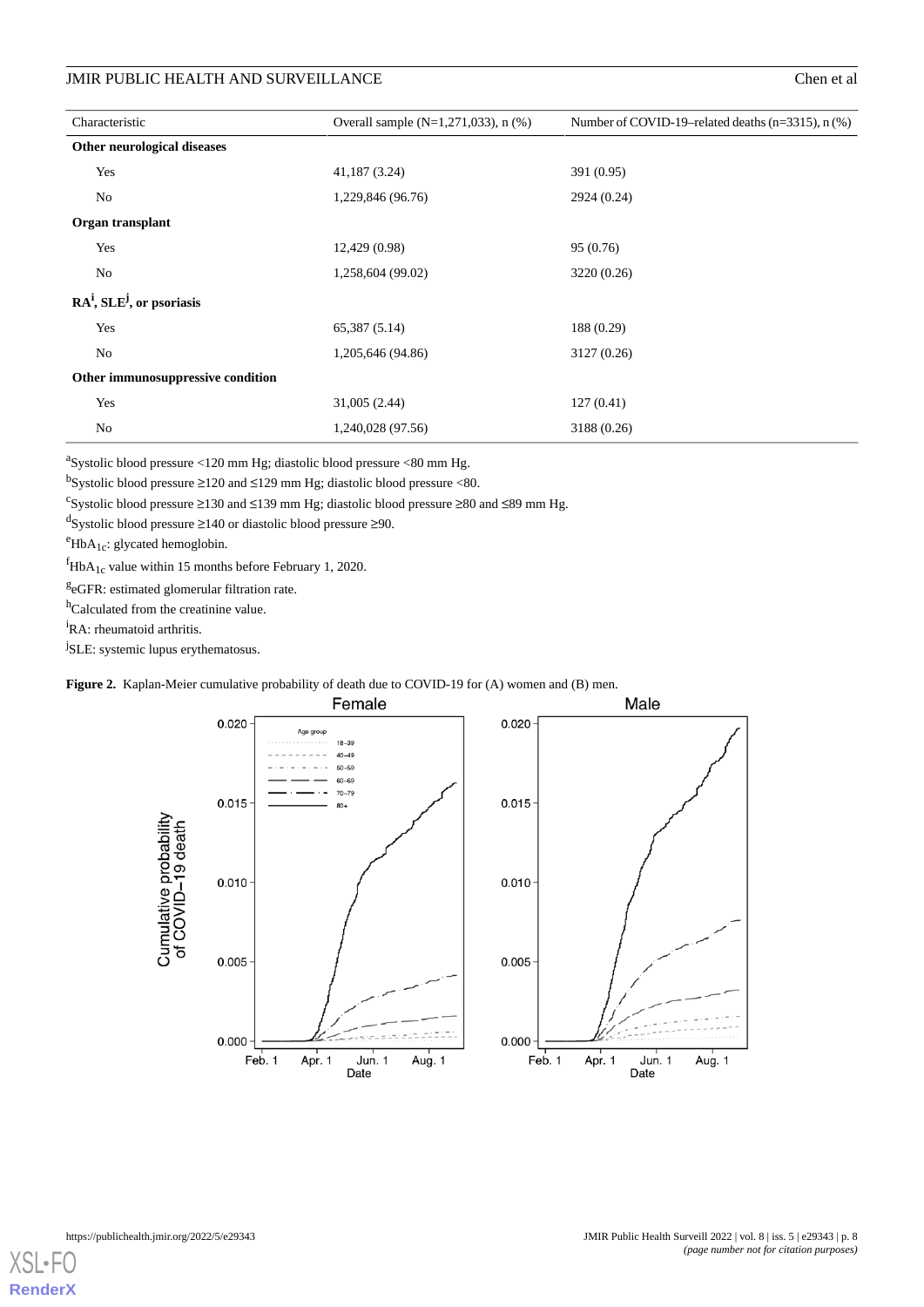| Characteristic | Overall sample (N=1,271,033), n (%) | Number of COVID-19–related deaths (n=3315), n (%) |
|---|---|---|
| **Other neurological diseases** | | |
| Yes | 41,187 (3.24) | 391 (0.95) |
| No | 1,229,846 (96.76) | 2924 (0.24) |
| **Organ transplant** | | |
| Yes | 12,429 (0.98) | 95 (0.76) |
| No | 1,258,604 (99.02) | 3220 (0.26) |
| **RA[i], SLE[j], or psoriasis** | | |
| Yes | 65,387 (5.14) | 188 (0.29) |
| No | 1,205,646 (94.86) | 3127 (0.26) |
| **Other immunosuppressive condition** | | |
| Yes | 31,005 (2.44) | 127 (0.41) |
| No | 1,240,028 (97.56) | 3188 (0.26) |

[a]Systolic blood pressure <120 mm Hg; diastolic blood pressure <80 mm Hg.

[b]Systolic blood pressure ≥120 and ≤129 mm Hg; diastolic blood pressure <80.

[c]Systolic blood pressure ≥130 and ≤139 mm Hg; diastolic blood pressure ≥80 and ≤89 mm Hg.

[d]Systolic blood pressure ≥140 or diastolic blood pressure ≥90.

[e]$HbA_{1c}$: glycated hemoglobin.

[f]$HbA_{1c}$ value within 15 months before February 1, 2020.

[g]eGFR: estimated glomerular filtration rate.

[h]Calculated from the creatinine value.

[i]RA: rheumatoid arthritis.

[j]SLE: systemic lupus erythematosus.

**Figure 2.** Kaplan-Meier cumulative probability of death due to COVID-19 for (A) women and (B) men.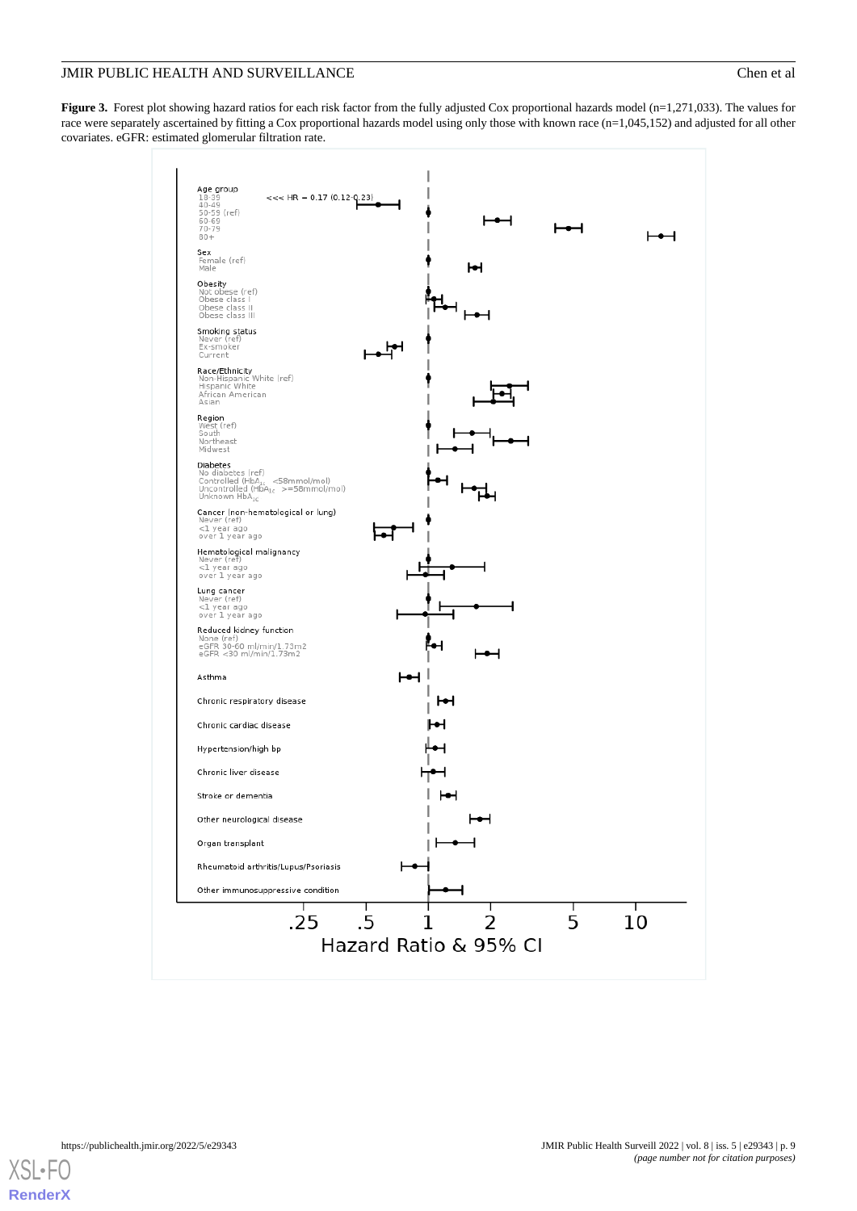**Figure 3.** Forest plot showing hazard ratios for each risk factor from the fully adjusted Cox proportional hazards model (n=1,271,033). The values for race were separately ascertained by fitting a Cox proportional hazards model using only those with known race (n=1,045,152) and adjusted for all other covariates. eGFR: estimated glomerular filtration rate.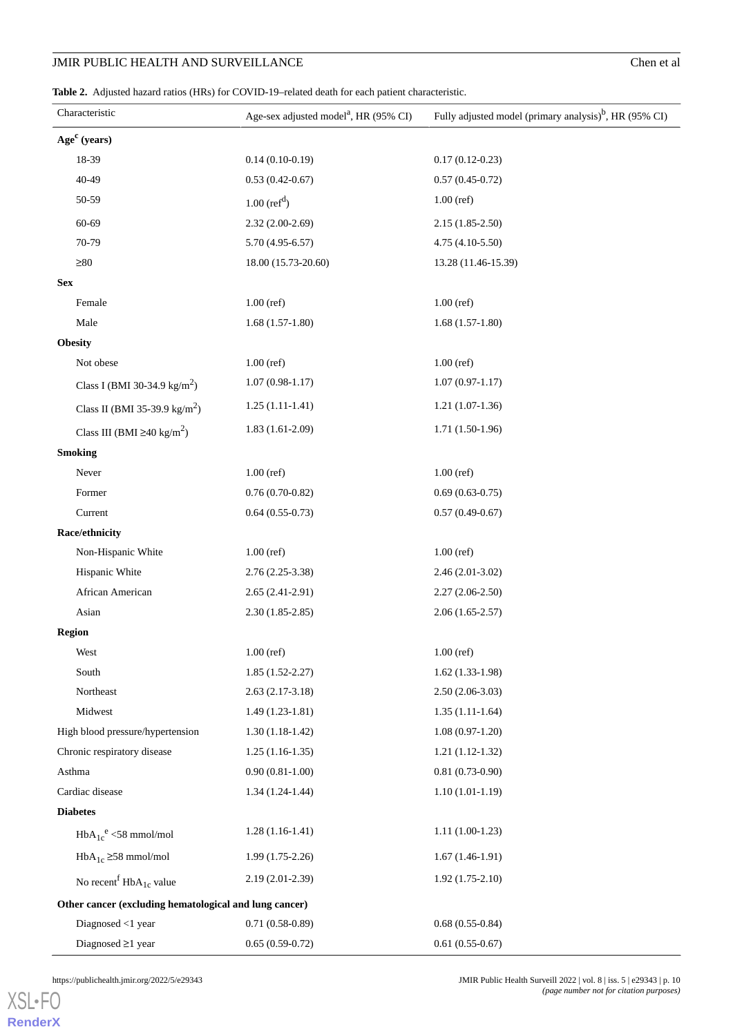**Table 2.** Adjusted hazard ratios (HRs) for COVID-19–related death for each patient characteristic.

| Characteristic | Age-sex adjusted model[a], HR (95% CI) | Fully adjusted model (primary analysis)[b], HR (95% CI) |
|---|---|---|
| **Age[c] (years)** | | |
| 18-39 | 0.14 (0.10-0.19) | 0.17 (0.12-0.23) |
| 40-49 | 0.53 (0.42-0.67) | 0.57 (0.45-0.72) |
| 50-59 | 1.00 (ref[d]) | 1.00 (ref) |
| 60-69 | 2.32 (2.00-2.69) | 2.15 (1.85-2.50) |
| 70-79 | 5.70 (4.95-6.57) | 4.75 (4.10-5.50) |
| ≥80 | 18.00 (15.73-20.60) | 13.28 (11.46-15.39) |
| **Sex** | | |
| Female | 1.00 (ref) | 1.00 (ref) |
| Male | 1.68 (1.57-1.80) | 1.68 (1.57-1.80) |
| **Obesity** | | |
| Not obese | 1.00 (ref) | 1.00 (ref) |
| Class I (BMI 30-34.9 $kg/m^2$) | 1.07 (0.98-1.17) | 1.07 (0.97-1.17) |
| Class II (BMI 35-39.9 $kg/m^2$) | 1.25 (1.11-1.41) | 1.21 (1.07-1.36) |
| Class III (BMI ≥40 $kg/m^2$) | 1.83 (1.61-2.09) | 1.71 (1.50-1.96) |
| **Smoking** | | |
| Never | 1.00 (ref) | 1.00 (ref) |
| Former | 0.76 (0.70-0.82) | 0.69 (0.63-0.75) |
| Current | 0.64 (0.55-0.73) | 0.57 (0.49-0.67) |
| **Race/ethnicity** | | |
| Non-Hispanic White | 1.00 (ref) | 1.00 (ref) |
| Hispanic White | 2.76 (2.25-3.38) | 2.46 (2.01-3.02) |
| African American | 2.65 (2.41-2.91) | 2.27 (2.06-2.50) |
| Asian | 2.30 (1.85-2.85) | 2.06 (1.65-2.57) |
| **Region** | | |
| West | 1.00 (ref) | 1.00 (ref) |
| South | 1.85 (1.52-2.27) | 1.62 (1.33-1.98) |
| Northeast | 2.63 (2.17-3.18) | 2.50 (2.06-3.03) |
| Midwest | 1.49 (1.23-1.81) | 1.35 (1.11-1.64) |
| High blood pressure/hypertension | 1.30 (1.18-1.42) | 1.08 (0.97-1.20) |
| Chronic respiratory disease | 1.25 (1.16-1.35) | 1.21 (1.12-1.32) |
| Asthma | 0.90 (0.81-1.00) | 0.81 (0.73-0.90) |
| Cardiac disease | 1.34 (1.24-1.44) | 1.10 (1.01-1.19) |
| **Diabetes** | | |
| $HbA_{1c}$[e] <58 mmol/mol | 1.28 (1.16-1.41) | 1.11 (1.00-1.23) |
| $HbA_{1c}$ ≥58 mmol/mol | 1.99 (1.75-2.26) | 1.67 (1.46-1.91) |
| No recent[f] $HbA_{1c}$ value | 2.19 (2.01-2.39) | 1.92 (1.75-2.10) |
| **Other cancer (excluding hematological and lung cancer)** | | |
| Diagnosed <1 year | 0.71 (0.58-0.89) | 0.68 (0.55-0.84) |
| Diagnosed ≥1 year | 0.65 (0.59-0.72) | 0.61 (0.55-0.67) |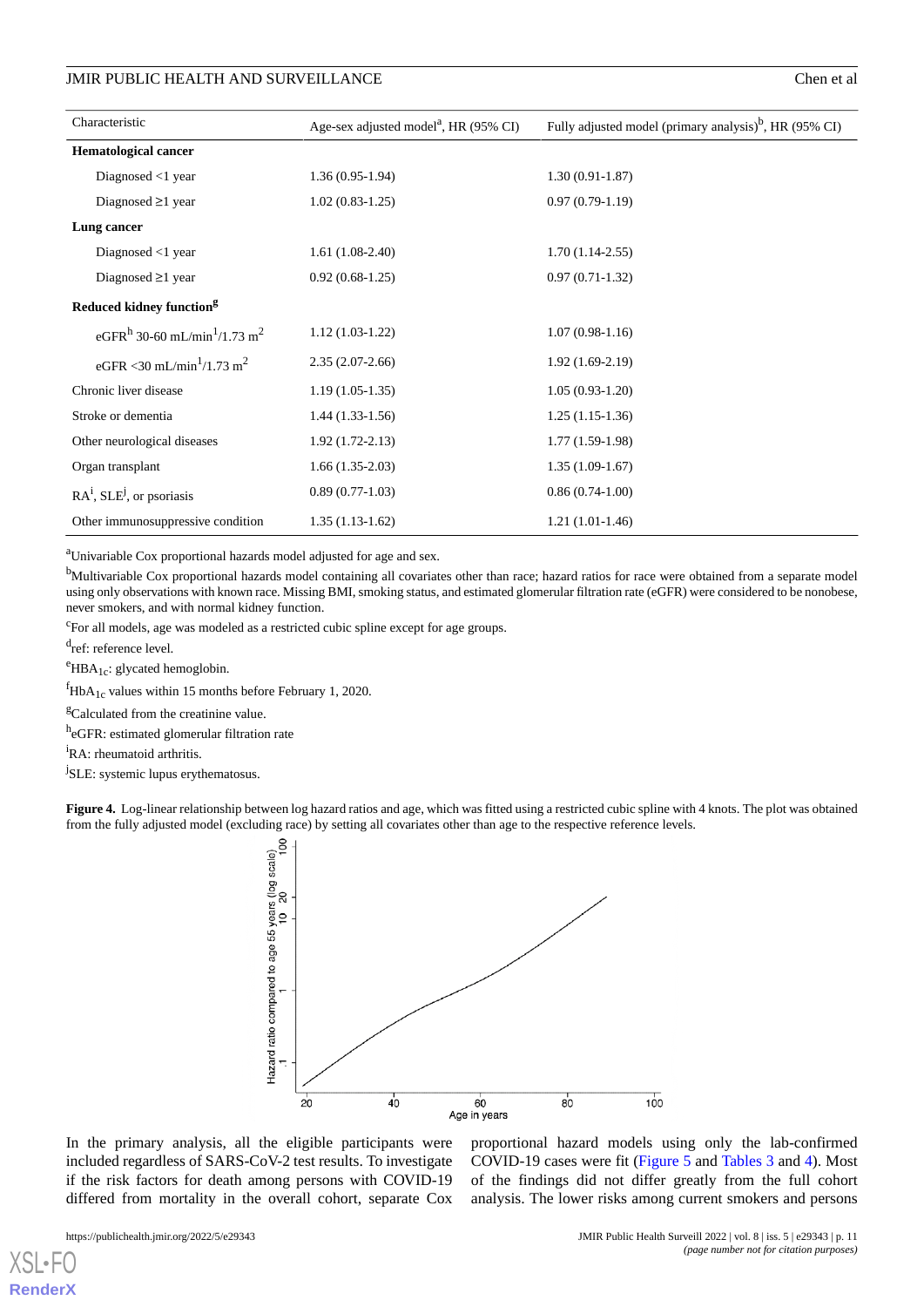| Characteristic | Age-sex adjusted model[a], HR (95% CI) | Fully adjusted model (primary analysis)[b], HR (95% CI) |
|---|---|---|
| **Hematological cancer** | | |
| Diagnosed <1 year | 1.36 (0.95-1.94) | 1.30 (0.91-1.87) |
| Diagnosed ≥1 year | 1.02 (0.83-1.25) | 0.97 (0.79-1.19) |
| **Lung cancer** | | |
| Diagnosed <1 year | 1.61 (1.08-2.40) | 1.70 (1.14-2.55) |
| Diagnosed ≥1 year | 0.92 (0.68-1.25) | 0.97 (0.71-1.32) |
| **Reduced kidney function[g]** | | |
| eGFR[h] 30-60 mL/min[1]/1.73 $m^2$ | 1.12 (1.03-1.22) | 1.07 (0.98-1.16) |
| eGFR <30 mL/min[1]/1.73 $m^2$ | 2.35 (2.07-2.66) | 1.92 (1.69-2.19) |
| Chronic liver disease | 1.19 (1.05-1.35) | 1.05 (0.93-1.20) |
| Stroke or dementia | 1.44 (1.33-1.56) | 1.25 (1.15-1.36) |
| Other neurological diseases | 1.92 (1.72-2.13) | 1.77 (1.59-1.98) |
| Organ transplant | 1.66 (1.35-2.03) | 1.35 (1.09-1.67) |
| RA[i], SLE[j], or psoriasis | 0.89 (0.77-1.03) | 0.86 (0.74-1.00) |
| Other immunosuppressive condition | 1.35 (1.13-1.62) | 1.21 (1.01-1.46) |

[a]Univariable Cox proportional hazards model adjusted for age and sex.

[b]Multivariable Cox proportional hazards model containing all covariates other than race; hazard ratios for race were obtained from a separate model using only observations with known race. Missing BMI, smoking status, and estimated glomerular filtration rate (eGFR) were considered to be nonobese, never smokers, and with normal kidney function.

[c]For all models, age was modeled as a restricted cubic spline except for age groups.

[d]ref: reference level.

[e]$HBA_{1c}$: glycated hemoglobin.

[f]$HbA_{1c}$ values within 15 months before February 1, 2020.

[g]Calculated from the creatinine value.

[h]eGFR: estimated glomerular filtration rate

[i]RA: rheumatoid arthritis.

[j]SLE: systemic lupus erythematosus.

**Figure 4.** Log-linear relationship between log hazard ratios and age, which was fitted using a restricted cubic spline with 4 knots. The plot was obtained from the fully adjusted model (excluding race) by setting all covariates other than age to the respective reference levels.

In the primary analysis, all the eligible participants were included regardless of SARS-CoV-2 test results. To investigate if the risk factors for death among persons with COVID-19 differed from mortality in the overall cohort, separate Cox proportional hazard models using only the lab-confirmed COVID-19 cases were fit (Figure 5 and Tables 3 and 4). Most of the findings did not differ greatly from the full cohort analysis. The lower risks among current smokers and persons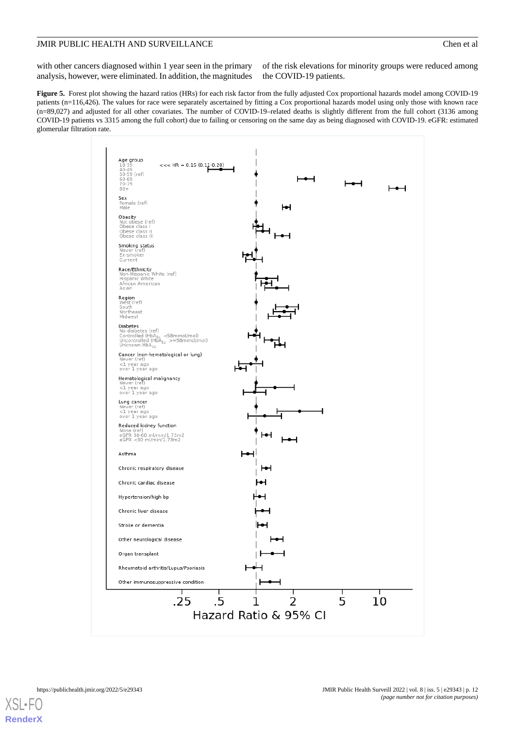with other cancers diagnosed within 1 year seen in the primary analysis, however, were eliminated. In addition, the magnitudes of the risk elevations for minority groups were reduced among the COVID-19 patients.

**Figure 5.** Forest plot showing the hazard ratios (HRs) for each risk factor from the fully adjusted Cox proportional hazards model among COVID-19 patients (n=116,426). The values for race were separately ascertained by fitting a Cox proportional hazards model using only those with known race (n=89,027) and adjusted for all other covariates. The number of COVID-19–related deaths is slightly different from the full cohort (3136 among COVID-19 patients vs 3315 among the full cohort) due to failing or censoring on the same day as being diagnosed with COVID-19. eGFR: estimated glomerular filtration rate.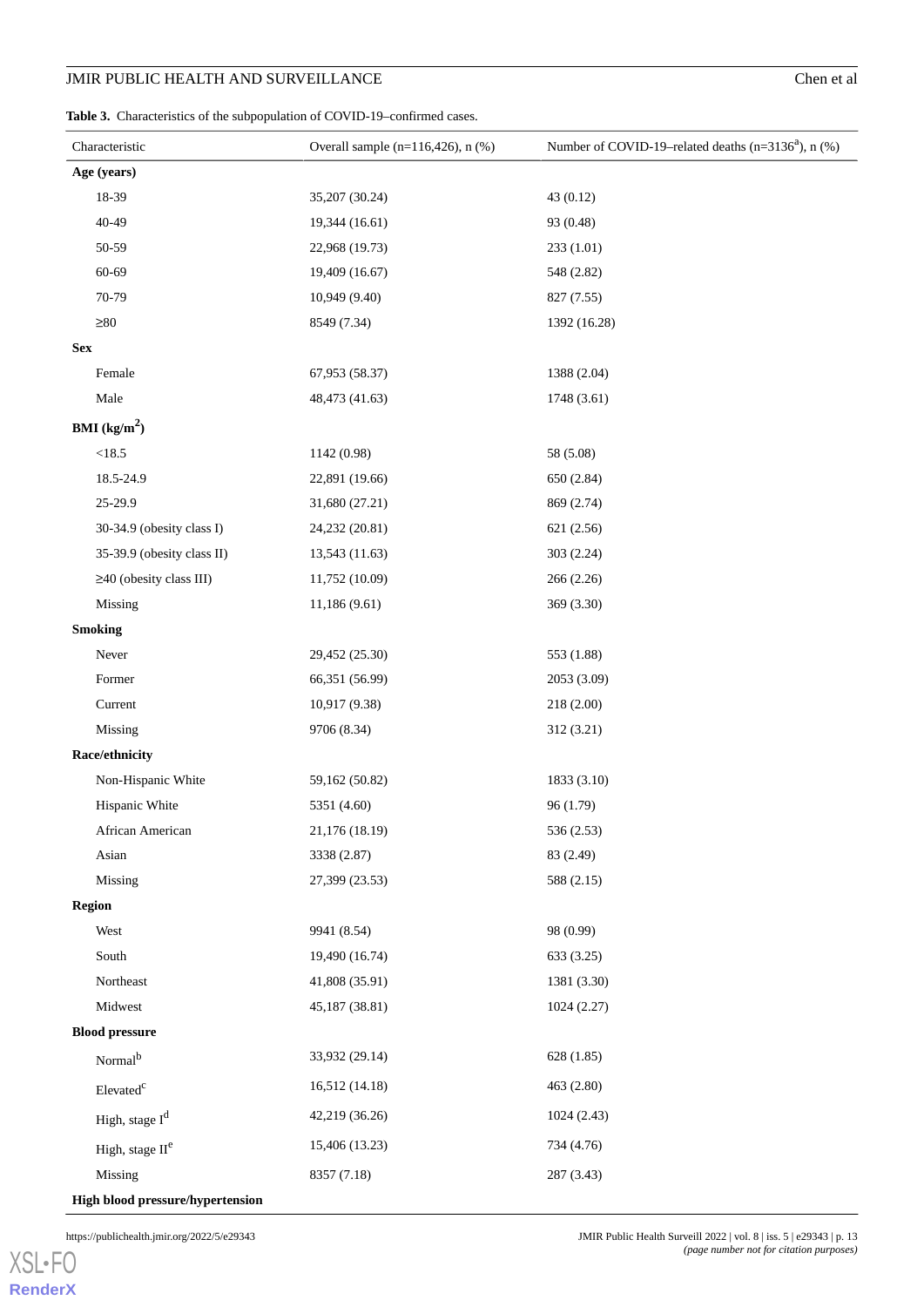**Table 3.** Characteristics of the subpopulation of COVID-19–confirmed cases.

| Characteristic | Overall sample (n=116,426), n (%) | Number of COVID-19–related deaths (n=3136[a]), n (%) |
|---|---|---|
| **Age (years)** | | |
| 18-39 | 35,207 (30.24) | 43 (0.12) |
| 40-49 | 19,344 (16.61) | 93 (0.48) |
| 50-59 | 22,968 (19.73) | 233 (1.01) |
| 60-69 | 19,409 (16.67) | 548 (2.82) |
| 70-79 | 10,949 (9.40) | 827 (7.55) |
| ≥80 | 8549 (7.34) | 1392 (16.28) |
| **Sex** | | |
| Female | 67,953 (58.37) | 1388 (2.04) |
| Male | 48,473 (41.63) | 1748 (3.61) |
| **BMI (kg/m$^2$)** | | |
| <18.5 | 1142 (0.98) | 58 (5.08) |
| 18.5-24.9 | 22,891 (19.66) | 650 (2.84) |
| 25-29.9 | 31,680 (27.21) | 869 (2.74) |
| 30-34.9 (obesity class I) | 24,232 (20.81) | 621 (2.56) |
| 35-39.9 (obesity class II) | 13,543 (11.63) | 303 (2.24) |
| ≥40 (obesity class III) | 11,752 (10.09) | 266 (2.26) |
| Missing | 11,186 (9.61) | 369 (3.30) |
| **Smoking** | | |
| Never | 29,452 (25.30) | 553 (1.88) |
| Former | 66,351 (56.99) | 2053 (3.09) |
| Current | 10,917 (9.38) | 218 (2.00) |
| Missing | 9706 (8.34) | 312 (3.21) |
| **Race/ethnicity** | | |
| Non-Hispanic White | 59,162 (50.82) | 1833 (3.10) |
| Hispanic White | 5351 (4.60) | 96 (1.79) |
| African American | 21,176 (18.19) | 536 (2.53) |
| Asian | 3338 (2.87) | 83 (2.49) |
| Missing | 27,399 (23.53) | 588 (2.15) |
| **Region** | | |
| West | 9941 (8.54) | 98 (0.99) |
| South | 19,490 (16.74) | 633 (3.25) |
| Northeast | 41,808 (35.91) | 1381 (3.30) |
| Midwest | 45,187 (38.81) | 1024 (2.27) |
| **Blood pressure** | | |
| Normal[b] | 33,932 (29.14) | 628 (1.85) |
| Elevated[c] | 16,512 (14.18) | 463 (2.80) |
| High, stage I[d] | 42,219 (36.26) | 1024 (2.43) |
| High, stage II[e] | 15,406 (13.23) | 734 (4.76) |
| Missing | 8357 (7.18) | 287 (3.43) |
| **High blood pressure/hypertension** | | |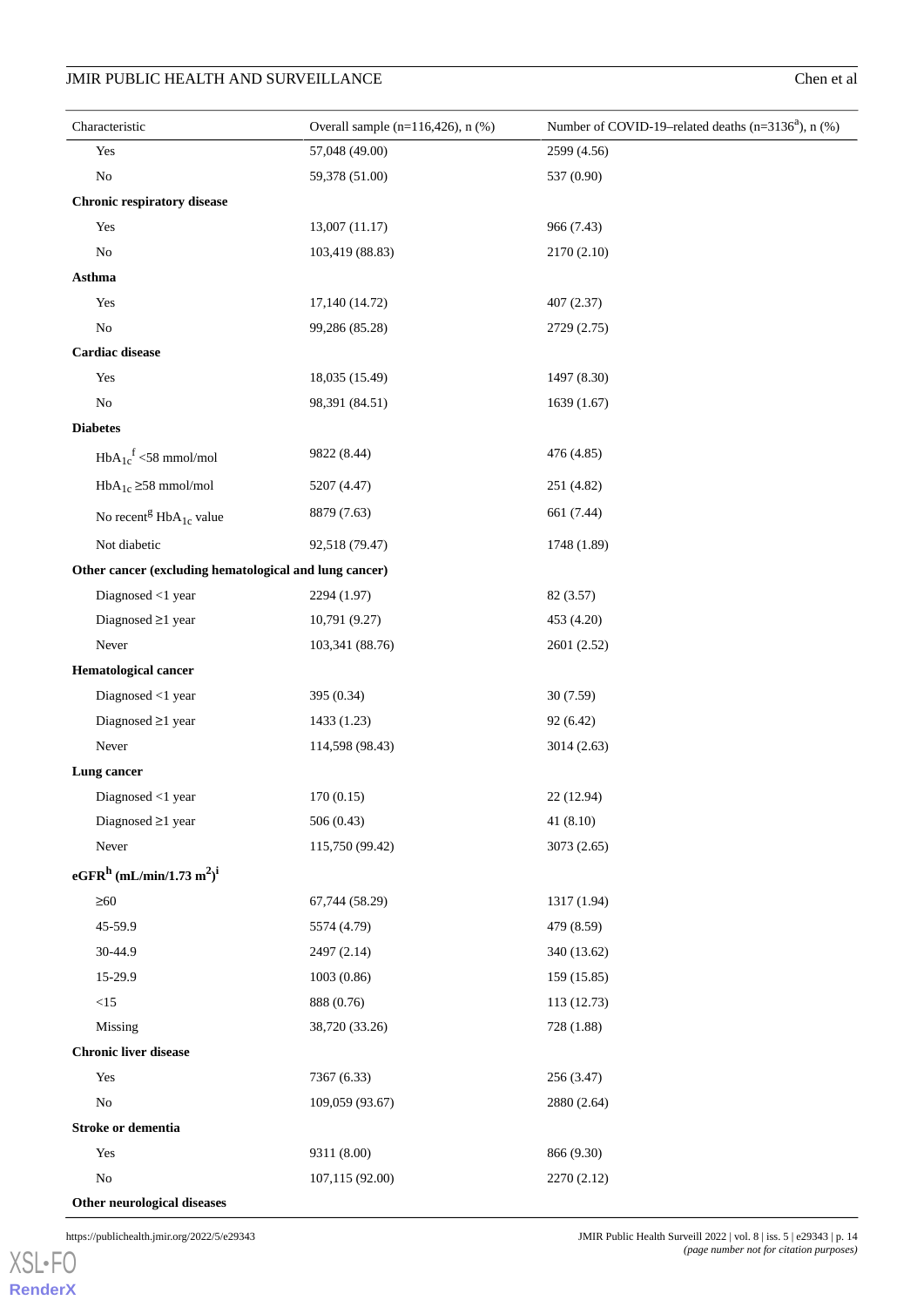| Characteristic | Overall sample (n=116,426), n (%) | Number of COVID-19–related deaths (n=3136[a]), n (%) |
|---|---|---|
| Yes | 57,048 (49.00) | 2599 (4.56) |
| No | 59,378 (51.00) | 537 (0.90) |
| **Chronic respiratory disease** | | |
| Yes | 13,007 (11.17) | 966 (7.43) |
| No | 103,419 (88.83) | 2170 (2.10) |
| **Asthma** | | |
| Yes | 17,140 (14.72) | 407 (2.37) |
| No | 99,286 (85.28) | 2729 (2.75) |
| **Cardiac disease** | | |
| Yes | 18,035 (15.49) | 1497 (8.30) |
| No | 98,391 (84.51) | 1639 (1.67) |
| **Diabetes** | | |
| $HbA_{1c}$[f] <58 mmol/mol | 9822 (8.44) | 476 (4.85) |
| $HbA_{1c}$ ≥58 mmol/mol | 5207 (4.47) | 251 (4.82) |
| No recent[g] $HbA_{1c}$ value | 8879 (7.63) | 661 (7.44) |
| Not diabetic | 92,518 (79.47) | 1748 (1.89) |
| **Other cancer (excluding hematological and lung cancer)** | | |
| Diagnosed <1 year | 2294 (1.97) | 82 (3.57) |
| Diagnosed ≥1 year | 10,791 (9.27) | 453 (4.20) |
| Never | 103,341 (88.76) | 2601 (2.52) |
| **Hematological cancer** | | |
| Diagnosed <1 year | 395 (0.34) | 30 (7.59) |
| Diagnosed ≥1 year | 1433 (1.23) | 92 (6.42) |
| Never | 114,598 (98.43) | 3014 (2.63) |
| **Lung cancer** | | |
| Diagnosed <1 year | 170 (0.15) | 22 (12.94) |
| Diagnosed ≥1 year | 506 (0.43) | 41 (8.10) |
| Never | 115,750 (99.42) | 3073 (2.65) |
| **eGFR[h] (mL/min/1.73 $m^2$)[i]** | | |
| ≥60 | 67,744 (58.29) | 1317 (1.94) |
| 45-59.9 | 5574 (4.79) | 479 (8.59) |
| 30-44.9 | 2497 (2.14) | 340 (13.62) |
| 15-29.9 | 1003 (0.86) | 159 (15.85) |
| <15 | 888 (0.76) | 113 (12.73) |
| Missing | 38,720 (33.26) | 728 (1.88) |
| **Chronic liver disease** | | |
| Yes | 7367 (6.33) | 256 (3.47) |
| No | 109,059 (93.67) | 2880 (2.64) |
| **Stroke or dementia** | | |
| Yes | 9311 (8.00) | 866 (9.30) |
| No | 107,115 (92.00) | 2270 (2.12) |
| **Other neurological diseases** | | |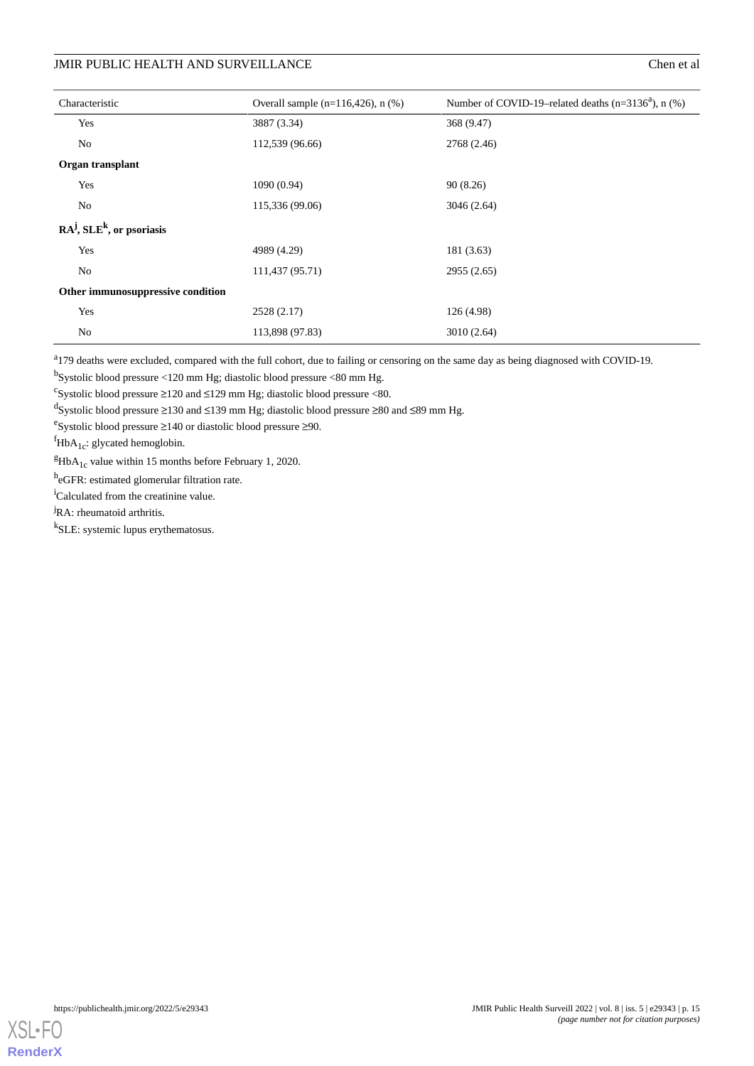| Characteristic | Overall sample (n=116,426), n (%) | Number of COVID-19–related deaths (n=3136[a]), n (%) |
| --- | --- | --- |
| Yes | 3887 (3.34) | 368 (9.47) |
| No | 112,539 (96.66) | 2768 (2.46) |
| **Organ transplant** | | |
| Yes | 1090 (0.94) | 90 (8.26) |
| No | 115,336 (99.06) | 3046 (2.64) |
| **RA[j], SLE[k], or psoriasis** | | |
| Yes | 4989 (4.29) | 181 (3.63) |
| No | 111,437 (95.71) | 2955 (2.65) |
| **Other immunosuppressive condition** | | |
| Yes | 2528 (2.17) | 126 (4.98) |
| No | 113,898 (97.83) | 3010 (2.64) |

[a]179 deaths were excluded, compared with the full cohort, due to failing or censoring on the same day as being diagnosed with COVID-19.

[b]Systolic blood pressure <120 mm Hg; diastolic blood pressure <80 mm Hg.

[c]Systolic blood pressure ≥120 and ≤129 mm Hg; diastolic blood pressure <80.

[d]Systolic blood pressure ≥130 and ≤139 mm Hg; diastolic blood pressure ≥80 and ≤89 mm Hg.

[e]Systolic blood pressure ≥140 or diastolic blood pressure ≥90.

[f]$HbA_{1c}$: glycated hemoglobin.

[g]$HbA_{1c}$ value within 15 months before February 1, 2020.

[h]eGFR: estimated glomerular filtration rate.

[i]Calculated from the creatinine value.

[j]RA: rheumatoid arthritis.

[k]SLE: systemic lupus erythematosus.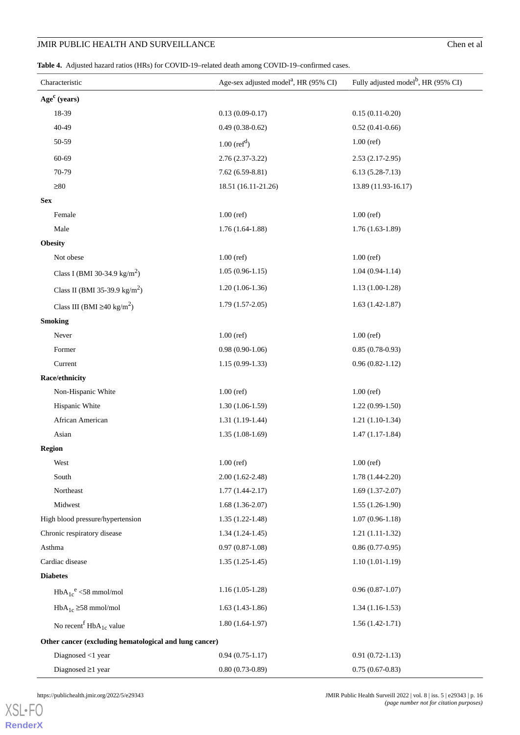**Table 4.** Adjusted hazard ratios (HRs) for COVID-19–related death among COVID-19–confirmed cases.

| Characteristic | Age-sex adjusted model[a], HR (95% CI) | Fully adjusted model[b], HR (95% CI) |
|---|---|---|
| **Age[c] (years)** | | |
| 18-39 | 0.13 (0.09-0.17) | 0.15 (0.11-0.20) |
| 40-49 | 0.49 (0.38-0.62) | 0.52 (0.41-0.66) |
| 50-59 | 1.00 (ref[d]) | 1.00 (ref) |
| 60-69 | 2.76 (2.37-3.22) | 2.53 (2.17-2.95) |
| 70-79 | 7.62 (6.59-8.81) | 6.13 (5.28-7.13) |
| ≥80 | 18.51 (16.11-21.26) | 13.89 (11.93-16.17) |
| **Sex** | | |
| Female | 1.00 (ref) | 1.00 (ref) |
| Male | 1.76 (1.64-1.88) | 1.76 (1.63-1.89) |
| **Obesity** | | |
| Not obese | 1.00 (ref) | 1.00 (ref) |
| Class I (BMI 30-34.9 kg/$m^2$) | 1.05 (0.96-1.15) | 1.04 (0.94-1.14) |
| Class II (BMI 35-39.9 kg/$m^2$) | 1.20 (1.06-1.36) | 1.13 (1.00-1.28) |
| Class III (BMI ≥40 kg/$m^2$) | 1.79 (1.57-2.05) | 1.63 (1.42-1.87) |
| **Smoking** | | |
| Never | 1.00 (ref) | 1.00 (ref) |
| Former | 0.98 (0.90-1.06) | 0.85 (0.78-0.93) |
| Current | 1.15 (0.99-1.33) | 0.96 (0.82-1.12) |
| **Race/ethnicity** | | |
| Non-Hispanic White | 1.00 (ref) | 1.00 (ref) |
| Hispanic White | 1.30 (1.06-1.59) | 1.22 (0.99-1.50) |
| African American | 1.31 (1.19-1.44) | 1.21 (1.10-1.34) |
| Asian | 1.35 (1.08-1.69) | 1.47 (1.17-1.84) |
| **Region** | | |
| West | 1.00 (ref) | 1.00 (ref) |
| South | 2.00 (1.62-2.48) | 1.78 (1.44-2.20) |
| Northeast | 1.77 (1.44-2.17) | 1.69 (1.37-2.07) |
| Midwest | 1.68 (1.36-2.07) | 1.55 (1.26-1.90) |
| High blood pressure/hypertension | 1.35 (1.22-1.48) | 1.07 (0.96-1.18) |
| Chronic respiratory disease | 1.34 (1.24-1.45) | 1.21 (1.11-1.32) |
| Asthma | 0.97 (0.87-1.08) | 0.86 (0.77-0.95) |
| Cardiac disease | 1.35 (1.25-1.45) | 1.10 (1.01-1.19) |
| **Diabetes** | | |
| $HbA_{1c}$[e] <58 mmol/mol | 1.16 (1.05-1.28) | 0.96 (0.87-1.07) |
| $HbA_{1c}$ ≥58 mmol/mol | 1.63 (1.43-1.86) | 1.34 (1.16-1.53) |
| No recent[f] $HbA_{1c}$ value | 1.80 (1.64-1.97) | 1.56 (1.42-1.71) |
| **Other cancer (excluding hematological and lung cancer)** | | |
| Diagnosed <1 year | 0.94 (0.75-1.17) | 0.91 (0.72-1.13) |
| Diagnosed ≥1 year | 0.80 (0.73-0.89) | 0.75 (0.67-0.83) |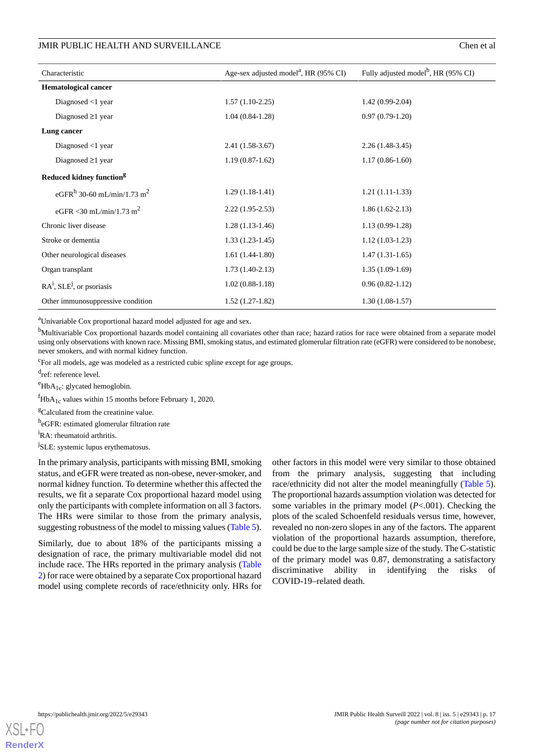| Characteristic | Age-sex adjusted model[a], HR (95% CI) | Fully adjusted model[b], HR (95% CI) |
|---|---|---|
| **Hematological cancer** | | |
| Diagnosed <1 year | 1.57 (1.10-2.25) | 1.42 (0.99-2.04) |
| Diagnosed ≥1 year | 1.04 (0.84-1.28) | 0.97 (0.79-1.20) |
| **Lung cancer** | | |
| Diagnosed <1 year | 2.41 (1.58-3.67) | 2.26 (1.48-3.45) |
| Diagnosed ≥1 year | 1.19 (0.87-1.62) | 1.17 (0.86-1.60) |
| **Reduced kidney function[g]** | | |
| eGFR[h] 30-60 mL/min/1.73 $m^2$ | 1.29 (1.18-1.41) | 1.21 (1.11-1.33) |
| eGFR <30 mL/min/1.73 $m^2$ | 2.22 (1.95-2.53) | 1.86 (1.62-2.13) |
| Chronic liver disease | 1.28 (1.13-1.46) | 1.13 (0.99-1.28) |
| Stroke or dementia | 1.33 (1.23-1.45) | 1.12 (1.03-1.23) |
| Other neurological diseases | 1.61 (1.44-1.80) | 1.47 (1.31-1.65) |
| Organ transplant | 1.73 (1.40-2.13) | 1.35 (1.09-1.69) |
| RA[i], SLE[j], or psoriasis | 1.02 (0.88-1.18) | 0.96 (0.82-1.12) |
| Other immunosuppressive condition | 1.52 (1.27-1.82) | 1.30 (1.08-1.57) |

[a]Univariable Cox proportional hazard model adjusted for age and sex.

[b]Multivariable Cox proportional hazards model containing all covariates other than race; hazard ratios for race were obtained from a separate model using only observations with known race. Missing BMI, smoking status, and estimated glomerular filtration rate (eGFR) were considered to be nonobese, never smokers, and with normal kidney function.

[c]For all models, age was modeled as a restricted cubic spline except for age groups.

[d]ref: reference level.

[e]$HbA_{1c}$: glycated hemoglobin.

[f]$HbA_{1c}$ values within 15 months before February 1, 2020.

[g]Calculated from the creatinine value.

[h]eGFR: estimated glomerular filtration rate

[i]RA: rheumatoid arthritis.

[j]SLE: systemic lupus erythematosus.

In the primary analysis, participants with missing BMI, smoking status, and eGFR were treated as non-obese, never-smoker, and normal kidney function. To determine whether this affected the results, we fit a separate Cox proportional hazard model using only the participants with complete information on all 3 factors. The HRs were similar to those from the primary analysis, suggesting robustness of the model to missing values (Table 5).

Similarly, due to about 18% of the participants missing a designation of race, the primary multivariable model did not include race. The HRs reported in the primary analysis (Table 2) for race were obtained by a separate Cox proportional hazard model using complete records of race/ethnicity only. HRs for other factors in this model were very similar to those obtained from the primary analysis, suggesting that including race/ethnicity did not alter the model meaningfully (Table 5). The proportional hazards assumption violation was detected for some variables in the primary model ($P$<.001). Checking the plots of the scaled Schoenfeld residuals versus time, however, revealed no non-zero slopes in any of the factors. The apparent violation of the proportional hazards assumption, therefore, could be due to the large sample size of the study. The C-statistic of the primary model was 0.87, demonstrating a satisfactory discriminative ability in identifying the risks of COVID-19–related death.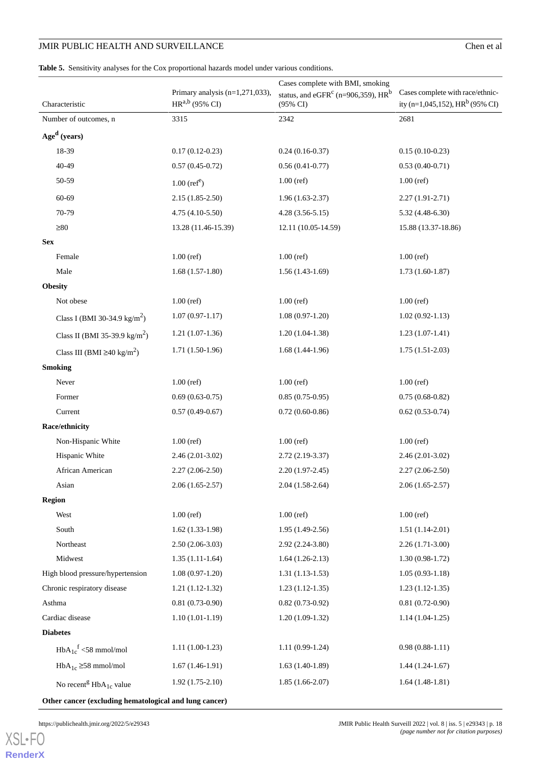**Table 5.** Sensitivity analyses for the Cox proportional hazards model under various conditions.

| Characteristic | Primary analysis (n=1,271,033), HR[a,b] (95% CI) | Cases complete with BMI, smoking status, and eGFR[c] (n=906,359), HR[b] (95% CI) | Cases complete with race/ethnicity (n=1,045,152), HR[b] (95% CI) |
|---|---|---|---|
| Number of outcomes, n | 3315 | 2342 | 2681 |
| **Age[d] (years)** | | | |
| 18-39 | 0.17 (0.12-0.23) | 0.24 (0.16-0.37) | 0.15 (0.10-0.23) |
| 40-49 | 0.57 (0.45-0.72) | 0.56 (0.41-0.77) | 0.53 (0.40-0.71) |
| 50-59 | 1.00 (ref[e]) | 1.00 (ref) | 1.00 (ref) |
| 60-69 | 2.15 (1.85-2.50) | 1.96 (1.63-2.37) | 2.27 (1.91-2.71) |
| 70-79 | 4.75 (4.10-5.50) | 4.28 (3.56-5.15) | 5.32 (4.48-6.30) |
| ≥80 | 13.28 (11.46-15.39) | 12.11 (10.05-14.59) | 15.88 (13.37-18.86) |
| **Sex** | | | |
| Female | 1.00 (ref) | 1.00 (ref) | 1.00 (ref) |
| Male | 1.68 (1.57-1.80) | 1.56 (1.43-1.69) | 1.73 (1.60-1.87) |
| **Obesity** | | | |
| Not obese | 1.00 (ref) | 1.00 (ref) | 1.00 (ref) |
| Class I (BMI 30-34.9 kg/m$^2$) | 1.07 (0.97-1.17) | 1.08 (0.97-1.20) | 1.02 (0.92-1.13) |
| Class II (BMI 35-39.9 kg/m$^2$) | 1.21 (1.07-1.36) | 1.20 (1.04-1.38) | 1.23 (1.07-1.41) |
| Class III (BMI ≥40 kg/m$^2$) | 1.71 (1.50-1.96) | 1.68 (1.44-1.96) | 1.75 (1.51-2.03) |
| **Smoking** | | | |
| Never | 1.00 (ref) | 1.00 (ref) | 1.00 (ref) |
| Former | 0.69 (0.63-0.75) | 0.85 (0.75-0.95) | 0.75 (0.68-0.82) |
| Current | 0.57 (0.49-0.67) | 0.72 (0.60-0.86) | 0.62 (0.53-0.74) |
| **Race/ethnicity** | | | |
| Non-Hispanic White | 1.00 (ref) | 1.00 (ref) | 1.00 (ref) |
| Hispanic White | 2.46 (2.01-3.02) | 2.72 (2.19-3.37) | 2.46 (2.01-3.02) |
| African American | 2.27 (2.06-2.50) | 2.20 (1.97-2.45) | 2.27 (2.06-2.50) |
| Asian | 2.06 (1.65-2.57) | 2.04 (1.58-2.64) | 2.06 (1.65-2.57) |
| **Region** | | | |
| West | 1.00 (ref) | 1.00 (ref) | 1.00 (ref) |
| South | 1.62 (1.33-1.98) | 1.95 (1.49-2.56) | 1.51 (1.14-2.01) |
| Northeast | 2.50 (2.06-3.03) | 2.92 (2.24-3.80) | 2.26 (1.71-3.00) |
| Midwest | 1.35 (1.11-1.64) | 1.64 (1.26-2.13) | 1.30 (0.98-1.72) |
| High blood pressure/hypertension | 1.08 (0.97-1.20) | 1.31 (1.13-1.53) | 1.05 (0.93-1.18) |
| Chronic respiratory disease | 1.21 (1.12-1.32) | 1.23 (1.12-1.35) | 1.23 (1.12-1.35) |
| Asthma | 0.81 (0.73-0.90) | 0.82 (0.73-0.92) | 0.81 (0.72-0.90) |
| Cardiac disease | 1.10 (1.01-1.19) | 1.20 (1.09-1.32) | 1.14 (1.04-1.25) |
| **Diabetes** | | | |
| $HbA_{1c}$[f] <58 mmol/mol | 1.11 (1.00-1.23) | 1.11 (0.99-1.24) | 0.98 (0.88-1.11) |
| $HbA_{1c}$ ≥58 mmol/mol | 1.67 (1.46-1.91) | 1.63 (1.40-1.89) | 1.44 (1.24-1.67) |
| No recent[g] $HbA_{1c}$ value | 1.92 (1.75-2.10) | 1.85 (1.66-2.07) | 1.64 (1.48-1.81) |
| **Other cancer (excluding hematological and lung cancer)** | | | |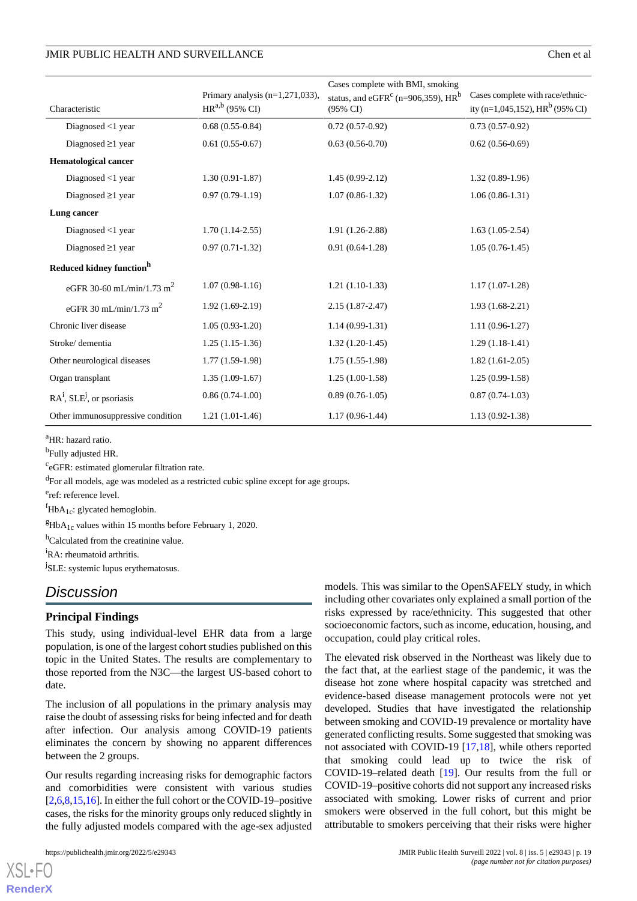| Characteristic | Primary analysis (n=1,271,033), HR[a,b] (95% CI) | Cases complete with BMI, smoking status, and eGFR[c] (n=906,359), HR[b] (95% CI) | Cases complete with race/ethnicity (n=1,045,152), HR[b] (95% CI) |
|---|---|---|---|
| Diagnosed <1 year | 0.68 (0.55-0.84) | 0.72 (0.57-0.92) | 0.73 (0.57-0.92) |
| Diagnosed ≥1 year | 0.61 (0.55-0.67) | 0.63 (0.56-0.70) | 0.62 (0.56-0.69) |
| **Hematological cancer** | | | |
| Diagnosed <1 year | 1.30 (0.91-1.87) | 1.45 (0.99-2.12) | 1.32 (0.89-1.96) |
| Diagnosed ≥1 year | 0.97 (0.79-1.19) | 1.07 (0.86-1.32) | 1.06 (0.86-1.31) |
| **Lung cancer** | | | |
| Diagnosed <1 year | 1.70 (1.14-2.55) | 1.91 (1.26-2.88) | 1.63 (1.05-2.54) |
| Diagnosed ≥1 year | 0.97 (0.71-1.32) | 0.91 (0.64-1.28) | 1.05 (0.76-1.45) |
| **Reduced kidney function[h]** | | | |
| eGFR 30-60 mL/min/1.73 $m^2$ | 1.07 (0.98-1.16) | 1.21 (1.10-1.33) | 1.17 (1.07-1.28) |
| eGFR 30 mL/min/1.73 $m^2$ | 1.92 (1.69-2.19) | 2.15 (1.87-2.47) | 1.93 (1.68-2.21) |
| Chronic liver disease | 1.05 (0.93-1.20) | 1.14 (0.99-1.31) | 1.11 (0.96-1.27) |
| Stroke/ dementia | 1.25 (1.15-1.36) | 1.32 (1.20-1.45) | 1.29 (1.18-1.41) |
| Other neurological diseases | 1.77 (1.59-1.98) | 1.75 (1.55-1.98) | 1.82 (1.61-2.05) |
| Organ transplant | 1.35 (1.09-1.67) | 1.25 (1.00-1.58) | 1.25 (0.99-1.58) |
| RA[i], SLE[j], or psoriasis | 0.86 (0.74-1.00) | 0.89 (0.76-1.05) | 0.87 (0.74-1.03) |
| Other immunosuppressive condition | 1.21 (1.01-1.46) | 1.17 (0.96-1.44) | 1.13 (0.92-1.38) |

[a]HR: hazard ratio.

[b]Fully adjusted HR.

[c]eGFR: estimated glomerular filtration rate.

[d]For all models, age was modeled as a restricted cubic spline except for age groups.

[e]ref: reference level.

[f]$HbA_{1c}$: glycated hemoglobin.

[g]$HbA_{1c}$ values within 15 months before February 1, 2020.

[h]Calculated from the creatinine value.

[i]RA: rheumatoid arthritis.

[j]SLE: systemic lupus erythematosus.

## Discussion

### Principal Findings

This study, using individual-level EHR data from a large population, is one of the largest cohort studies published on this topic in the United States. The results are complementary to those reported from the N3C—the largest US-based cohort to date.

The inclusion of all populations in the primary analysis may raise the doubt of assessing risks for being infected and for death after infection. Our analysis among COVID-19 patients eliminates the concern by showing no apparent differences between the 2 groups.

Our results regarding increasing risks for demographic factors and comorbidities were consistent with various studies [2,6,8,15,16]. In either the full cohort or the COVID-19–positive cases, the risks for the minority groups only reduced slightly in the fully adjusted models compared with the age-sex adjusted models. This was similar to the OpenSAFELY study, in which including other covariates only explained a small portion of the risks expressed by race/ethnicity. This suggested that other socioeconomic factors, such as income, education, housing, and occupation, could play critical roles.

The elevated risk observed in the Northeast was likely due to the fact that, at the earliest stage of the pandemic, it was the disease hot zone where hospital capacity was stretched and evidence-based disease management protocols were not yet developed. Studies that have investigated the relationship between smoking and COVID-19 prevalence or mortality have generated conflicting results. Some suggested that smoking was not associated with COVID-19 [17,18], while others reported that smoking could lead up to twice the risk of COVID-19–related death [19]. Our results from the full or COVID-19–positive cohorts did not support any increased risks associated with smoking. Lower risks of current and prior smokers were observed in the full cohort, but this might be attributable to smokers perceiving that their risks were higher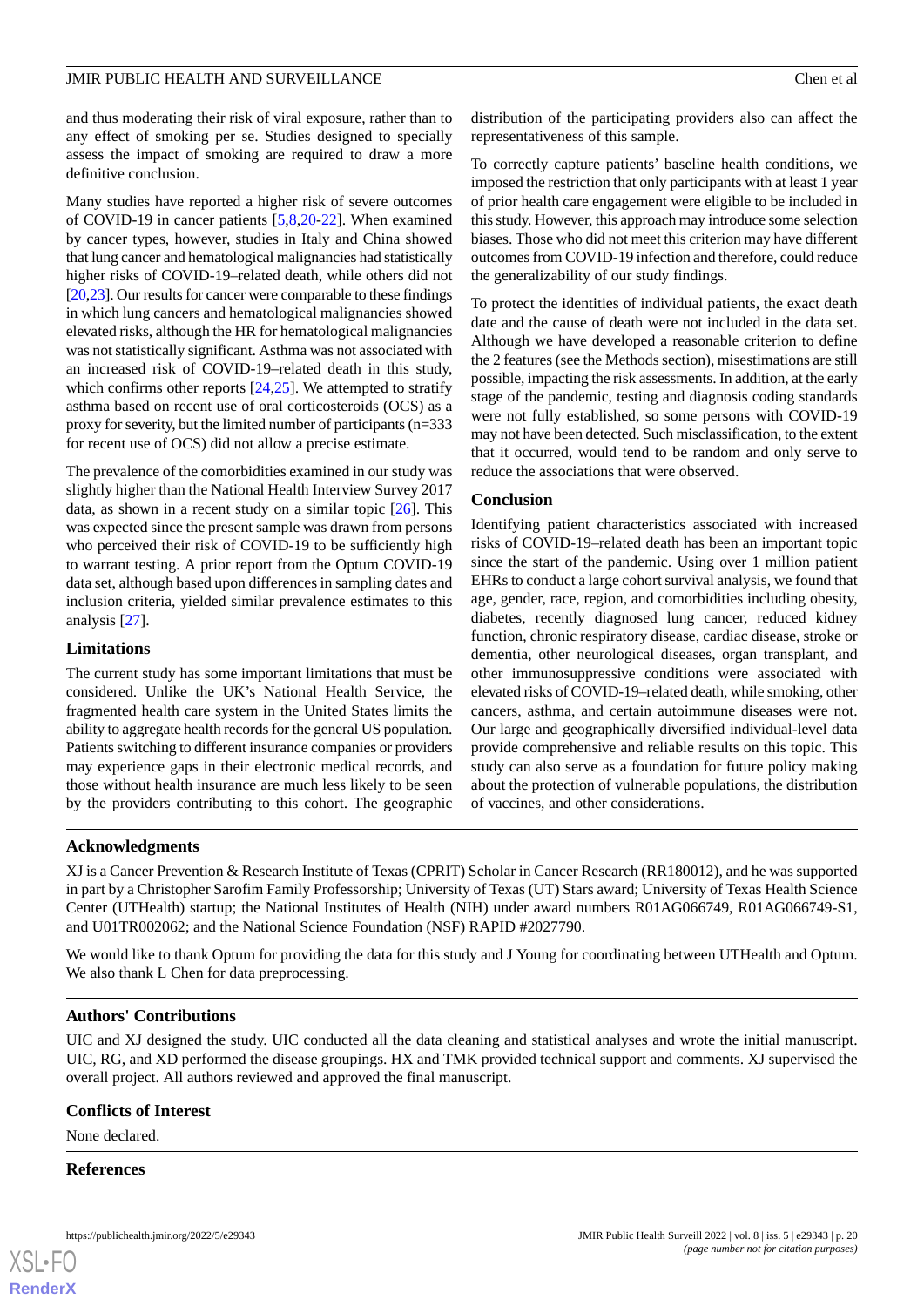and thus moderating their risk of viral exposure, rather than to any effect of smoking per se. Studies designed to specially assess the impact of smoking are required to draw a more definitive conclusion.

Many studies have reported a higher risk of severe outcomes of COVID-19 in cancer patients [5,8,20-22]. When examined by cancer types, however, studies in Italy and China showed that lung cancer and hematological malignancies had statistically higher risks of COVID-19–related death, while others did not [20,23]. Our results for cancer were comparable to these findings in which lung cancers and hematological malignancies showed elevated risks, although the HR for hematological malignancies was not statistically significant. Asthma was not associated with an increased risk of COVID-19–related death in this study, which confirms other reports [24,25]. We attempted to stratify asthma based on recent use of oral corticosteroids (OCS) as a proxy for severity, but the limited number of participants (n=333 for recent use of OCS) did not allow a precise estimate.

The prevalence of the comorbidities examined in our study was slightly higher than the National Health Interview Survey 2017 data, as shown in a recent study on a similar topic [26]. This was expected since the present sample was drawn from persons who perceived their risk of COVID-19 to be sufficiently high to warrant testing. A prior report from the Optum COVID-19 data set, although based upon differences in sampling dates and inclusion criteria, yielded similar prevalence estimates to this analysis [27].

### Limitations

The current study has some important limitations that must be considered. Unlike the UK's National Health Service, the fragmented health care system in the United States limits the ability to aggregate health records for the general US population. Patients switching to different insurance companies or providers may experience gaps in their electronic medical records, and those without health insurance are much less likely to be seen by the providers contributing to this cohort. The geographic distribution of the participating providers also can affect the representativeness of this sample.

To correctly capture patients' baseline health conditions, we imposed the restriction that only participants with at least 1 year of prior health care engagement were eligible to be included in this study. However, this approach may introduce some selection biases. Those who did not meet this criterion may have different outcomes from COVID-19 infection and therefore, could reduce the generalizability of our study findings.

To protect the identities of individual patients, the exact death date and the cause of death were not included in the data set. Although we have developed a reasonable criterion to define the 2 features (see the Methods section), misestimations are still possible, impacting the risk assessments. In addition, at the early stage of the pandemic, testing and diagnosis coding standards were not fully established, so some persons with COVID-19 may not have been detected. Such misclassification, to the extent that it occurred, would tend to be random and only serve to reduce the associations that were observed.

### Conclusion

Identifying patient characteristics associated with increased risks of COVID-19–related death has been an important topic since the start of the pandemic. Using over 1 million patient EHRs to conduct a large cohort survival analysis, we found that age, gender, race, region, and comorbidities including obesity, diabetes, recently diagnosed lung cancer, reduced kidney function, chronic respiratory disease, cardiac disease, stroke or dementia, other neurological diseases, organ transplant, and other immunosuppressive conditions were associated with elevated risks of COVID-19–related death, while smoking, other cancers, asthma, and certain autoimmune diseases were not. Our large and geographically diversified individual-level data provide comprehensive and reliable results on this topic. This study can also serve as a foundation for future policy making about the protection of vulnerable populations, the distribution of vaccines, and other considerations.

## Acknowledgments

XJ is a Cancer Prevention & Research Institute of Texas (CPRIT) Scholar in Cancer Research (RR180012), and he was supported in part by a Christopher Sarofim Family Professorship; University of Texas (UT) Stars award; University of Texas Health Science Center (UTHealth) startup; the National Institutes of Health (NIH) under award numbers R01AG066749, R01AG066749-S1, and U01TR002062; and the National Science Foundation (NSF) RAPID #2027790.

We would like to thank Optum for providing the data for this study and J Young for coordinating between UTHealth and Optum. We also thank L Chen for data preprocessing.

## Authors' Contributions

UIC and XJ designed the study. UIC conducted all the data cleaning and statistical analyses and wrote the initial manuscript. UIC, RG, and XD performed the disease groupings. HX and TMK provided technical support and comments. XJ supervised the overall project. All authors reviewed and approved the final manuscript.

## Conflicts of Interest

None declared.

## References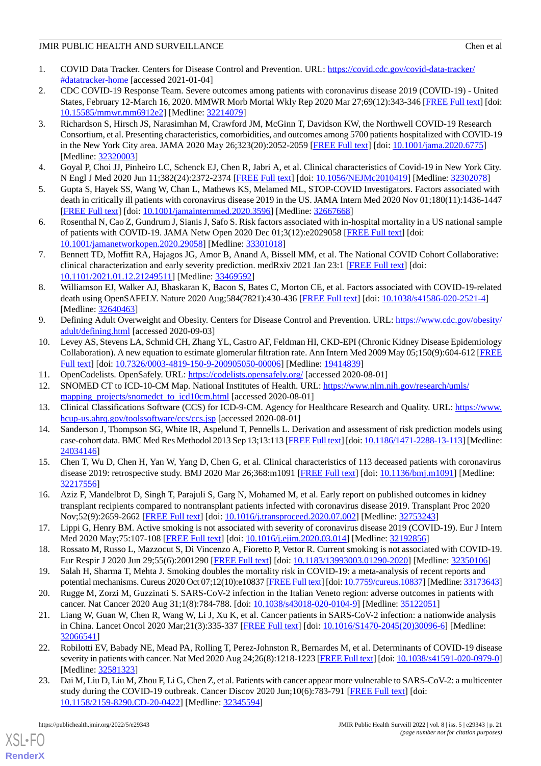1. COVID Data Tracker. Centers for Disease Control and Prevention. URL: https://covid.cdc.gov/covid-data-tracker/#datatracker-home [accessed 2021-01-04]
2. CDC COVID-19 Response Team. Severe outcomes among patients with coronavirus disease 2019 (COVID-19) - United States, February 12-March 16, 2020. MMWR Morb Mortal Wkly Rep 2020 Mar 27;69(12):343-346 [FREE Full text] [doi: 10.15585/mmwr.mm6912e2] [Medline: 32214079]
3. Richardson S, Hirsch JS, Narasimhan M, Crawford JM, McGinn T, Davidson KW, the Northwell COVID-19 Research Consortium, et al. Presenting characteristics, comorbidities, and outcomes among 5700 patients hospitalized with COVID-19 in the New York City area. JAMA 2020 May 26;323(20):2052-2059 [FREE Full text] [doi: 10.1001/jama.2020.6775] [Medline: 32320003]
4. Goyal P, Choi JJ, Pinheiro LC, Schenck EJ, Chen R, Jabri A, et al. Clinical characteristics of Covid-19 in New York City. N Engl J Med 2020 Jun 11;382(24):2372-2374 [FREE Full text] [doi: 10.1056/NEJMc2010419] [Medline: 32302078]
5. Gupta S, Hayek SS, Wang W, Chan L, Mathews KS, Melamed ML, STOP-COVID Investigators. Factors associated with death in critically ill patients with coronavirus disease 2019 in the US. JAMA Intern Med 2020 Nov 01;180(11):1436-1447 [FREE Full text] [doi: 10.1001/jamainternmed.2020.3596] [Medline: 32667668]
6. Rosenthal N, Cao Z, Gundrum J, Sianis J, Safo S. Risk factors associated with in-hospital mortality in a US national sample of patients with COVID-19. JAMA Netw Open 2020 Dec 01;3(12):e2029058 [FREE Full text] [doi: 10.1001/jamanetworkopen.2020.29058] [Medline: 33301018]
7. Bennett TD, Moffitt RA, Hajagos JG, Amor B, Anand A, Bissell MM, et al. The National COVID Cohort Collaborative: clinical characterization and early severity prediction. medRxiv 2021 Jan 23:1 [FREE Full text] [doi: 10.1101/2021.01.12.21249511] [Medline: 33469592]
8. Williamson EJ, Walker AJ, Bhaskaran K, Bacon S, Bates C, Morton CE, et al. Factors associated with COVID-19-related death using OpenSAFELY. Nature 2020 Aug;584(7821):430-436 [FREE Full text] [doi: 10.1038/s41586-020-2521-4] [Medline: 32640463]
9. Defining Adult Overweight and Obesity. Centers for Disease Control and Prevention. URL: https://www.cdc.gov/obesity/adult/defining.html [accessed 2020-09-03]
10. Levey AS, Stevens LA, Schmid CH, Zhang YL, Castro AF, Feldman HI, CKD-EPI (Chronic Kidney Disease Epidemiology Collaboration). A new equation to estimate glomerular filtration rate. Ann Intern Med 2009 May 05;150(9):604-612 [FREE Full text] [doi: 10.7326/0003-4819-150-9-200905050-00006] [Medline: 19414839]
11. OpenCodelists. OpenSafely. URL: https://codelists.opensafely.org/ [accessed 2020-08-01]
12. SNOMED CT to ICD-10-CM Map. National Institutes of Health. URL: https://www.nlm.nih.gov/research/umls/mapping_projects/snomedct_to_icd10cm.html [accessed 2020-08-01]
13. Clinical Classifications Software (CCS) for ICD-9-CM. Agency for Healthcare Research and Quality. URL: https://www.hcup-us.ahrq.gov/toolssoftware/ccs/ccs.jsp [accessed 2020-08-01]
14. Sanderson J, Thompson SG, White IR, Aspelund T, Pennells L. Derivation and assessment of risk prediction models using case-cohort data. BMC Med Res Methodol 2013 Sep 13;13:113 [FREE Full text] [doi: 10.1186/1471-2288-13-113] [Medline: 24034146]
15. Chen T, Wu D, Chen H, Yan W, Yang D, Chen G, et al. Clinical characteristics of 113 deceased patients with coronavirus disease 2019: retrospective study. BMJ 2020 Mar 26;368:m1091 [FREE Full text] [doi: 10.1136/bmj.m1091] [Medline: 32217556]
16. Aziz F, Mandelbrot D, Singh T, Parajuli S, Garg N, Mohamed M, et al. Early report on published outcomes in kidney transplant recipients compared to nontransplant patients infected with coronavirus disease 2019. Transplant Proc 2020 Nov;52(9):2659-2662 [FREE Full text] [doi: 10.1016/j.transproceed.2020.07.002] [Medline: 32753243]
17. Lippi G, Henry BM. Active smoking is not associated with severity of coronavirus disease 2019 (COVID-19). Eur J Intern Med 2020 May;75:107-108 [FREE Full text] [doi: 10.1016/j.ejim.2020.03.014] [Medline: 32192856]
18. Rossato M, Russo L, Mazzocut S, Di Vincenzo A, Fioretto P, Vettor R. Current smoking is not associated with COVID-19. Eur Respir J 2020 Jun 29;55(6):2001290 [FREE Full text] [doi: 10.1183/13993003.01290-2020] [Medline: 32350106]
19. Salah H, Sharma T, Mehta J. Smoking doubles the mortality risk in COVID-19: a meta-analysis of recent reports and potential mechanisms. Cureus 2020 Oct 07;12(10):e10837 [FREE Full text] [doi: 10.7759/cureus.10837] [Medline: 33173643]
20. Rugge M, Zorzi M, Guzzinati S. SARS-CoV-2 infection in the Italian Veneto region: adverse outcomes in patients with cancer. Nat Cancer 2020 Aug 31;1(8):784-788. [doi: 10.1038/s43018-020-0104-9] [Medline: 35122051]
21. Liang W, Guan W, Chen R, Wang W, Li J, Xu K, et al. Cancer patients in SARS-CoV-2 infection: a nationwide analysis in China. Lancet Oncol 2020 Mar;21(3):335-337 [FREE Full text] [doi: 10.1016/S1470-2045(20)30096-6] [Medline: 32066541]
22. Robilotti EV, Babady NE, Mead PA, Rolling T, Perez-Johnston R, Bernardes M, et al. Determinants of COVID-19 disease severity in patients with cancer. Nat Med 2020 Aug 24;26(8):1218-1223 [FREE Full text] [doi: 10.1038/s41591-020-0979-0] [Medline: 32581323]
23. Dai M, Liu D, Liu M, Zhou F, Li G, Chen Z, et al. Patients with cancer appear more vulnerable to SARS-CoV-2: a multicenter study during the COVID-19 outbreak. Cancer Discov 2020 Jun;10(6):783-791 [FREE Full text] [doi: 10.1158/2159-8290.CD-20-0422] [Medline: 32345594]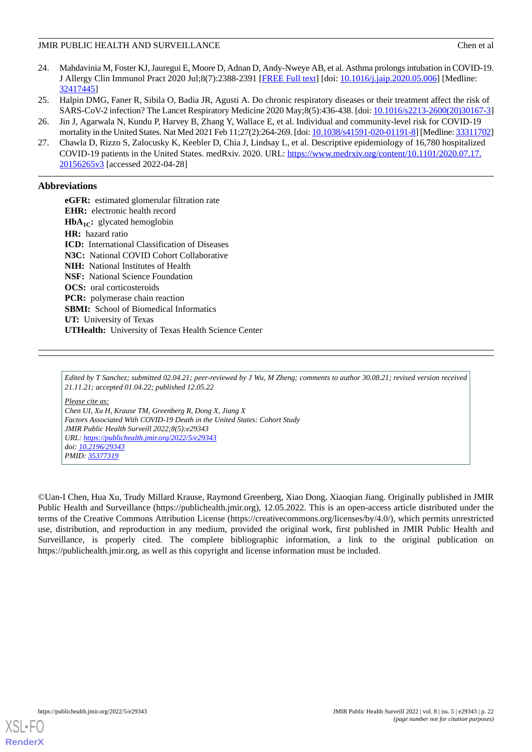24. Mahdavinia M, Foster KJ, Jauregui E, Moore D, Adnan D, Andy-Nweye AB, et al. Asthma prolongs intubation in COVID-19. J Allergy Clin Immunol Pract 2020 Jul;8(7):2388-2391 [FREE Full text] [doi: 10.1016/j.jaip.2020.05.006] [Medline: 32417445]
25. Halpin DMG, Faner R, Sibila O, Badia JR, Agusti A. Do chronic respiratory diseases or their treatment affect the risk of SARS-CoV-2 infection? The Lancet Respiratory Medicine 2020 May;8(5):436-438. [doi: 10.1016/s2213-2600(20)30167-3]
26. Jin J, Agarwala N, Kundu P, Harvey B, Zhang Y, Wallace E, et al. Individual and community-level risk for COVID-19 mortality in the United States. Nat Med 2021 Feb 11;27(2):264-269. [doi: 10.1038/s41591-020-01191-8] [Medline: 33311702]
27. Chawla D, Rizzo S, Zalocusky K, Keebler D, Chia J, Lindsay L, et al. Descriptive epidemiology of 16,780 hospitalized COVID-19 patients in the United States. medRxiv. 2020. URL: https://www.medrxiv.org/content/10.1101/2020.07.17.20156265v3 [accessed 2022-04-28]

## Abbreviations

**eGFR:** estimated glomerular filtration rate
**EHR:** electronic health record
**$HbA_{1C}$:** glycated hemoglobin
**HR:** hazard ratio
**ICD:** International Classification of Diseases
**N3C:** National COVID Cohort Collaborative
**NIH:** National Institutes of Health
**NSF:** National Science Foundation
**OCS:** oral corticosteroids
**PCR:** polymerase chain reaction
**SBMI:** School of Biomedical Informatics
**UT:** University of Texas
**UTHealth:** University of Texas Health Science Center

*Edited by T Sanchez; submitted 02.04.21; peer-reviewed by J Wu, M Zheng; comments to author 30.08.21; revised version received 21.11.21; accepted 01.04.22; published 12.05.22*

*Please cite as:*
*Chen UI, Xu H, Krause TM, Greenberg R, Dong X, Jiang X*
*Factors Associated With COVID-19 Death in the United States: Cohort Study*
*JMIR Public Health Surveill 2022;8(5):e29343*
*URL: https://publichealth.jmir.org/2022/5/e29343*
*doi: 10.2196/29343*
*PMID: 35377319*

©Uan-I Chen, Hua Xu, Trudy Millard Krause, Raymond Greenberg, Xiao Dong, Xiaoqian Jiang. Originally published in JMIR Public Health and Surveillance (https://publichealth.jmir.org), 12.05.2022. This is an open-access article distributed under the terms of the Creative Commons Attribution License (https://creativecommons.org/licenses/by/4.0/), which permits unrestricted use, distribution, and reproduction in any medium, provided the original work, first published in JMIR Public Health and Surveillance, is properly cited. The complete bibliographic information, a link to the original publication on https://publichealth.jmir.org, as well as this copyright and license information must be included.